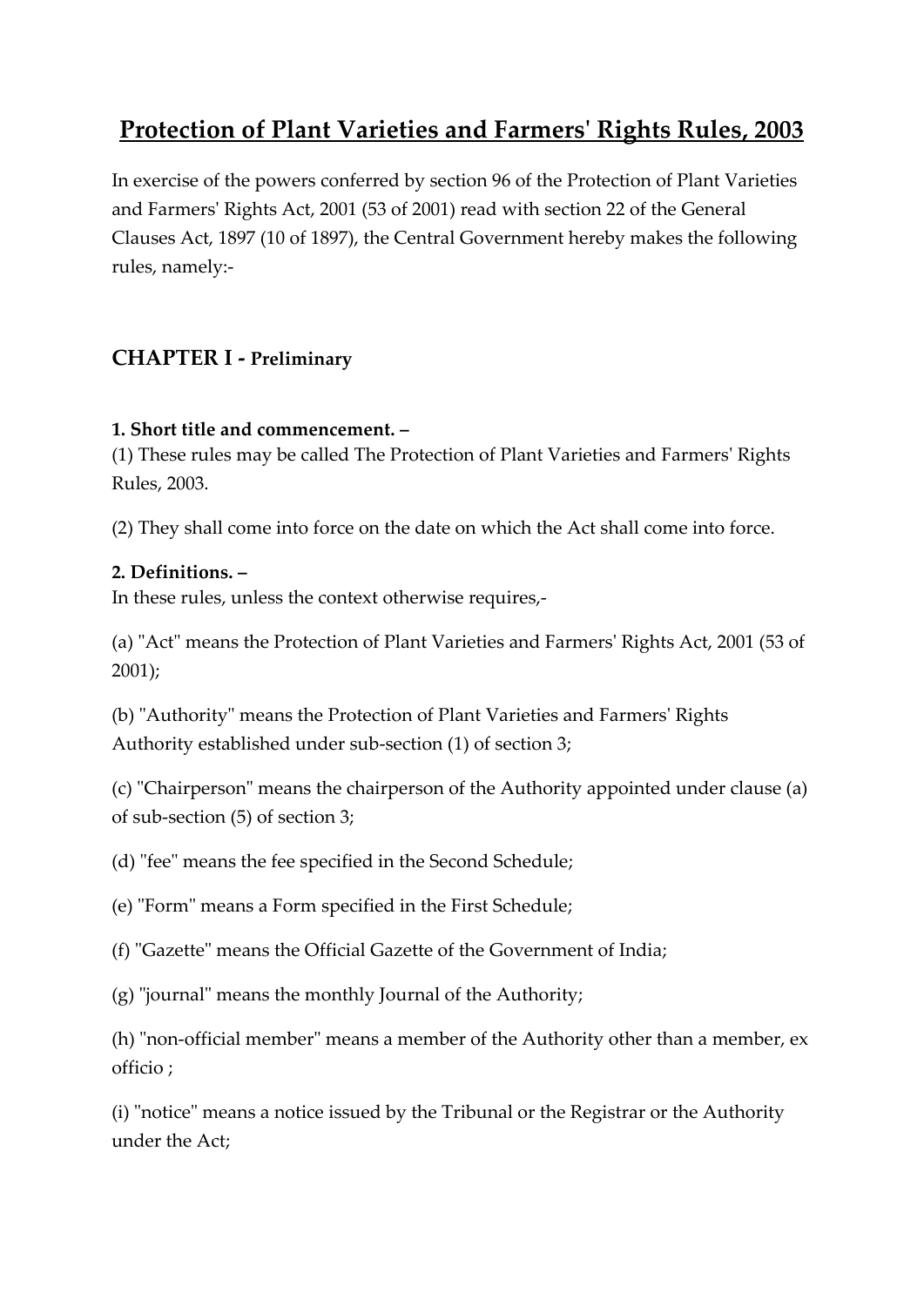# Protection of Plant Varieties and Farmers' Rights Rules, 2003

In exercise of the powers conferred by section 96 of the Protection of Plant Varieties and Farmers' Rights Act, 2001 (53 of 2001) read with section 22 of the General Clauses Act, 1897 (10 of 1897), the Central Government hereby makes the following rules, namely:-

## CHAPTER I - Preliminary

**1. Short title and commencement. –**
(1) These rules may be called The Protection of Plant Varieties and Farmers' Rights Rules, 2003.

(2) They shall come into force on the date on which the Act shall come into force.

**2. Definitions. –**
In these rules, unless the context otherwise requires,-

(a) "Act" means the Protection of Plant Varieties and Farmers' Rights Act, 2001 (53 of 2001);

(b) "Authority" means the Protection of Plant Varieties and Farmers' Rights Authority established under sub-section (1) of section 3;

(c) "Chairperson" means the chairperson of the Authority appointed under clause (a) of sub-section (5) of section 3;

(d) "fee" means the fee specified in the Second Schedule;

(e) "Form" means a Form specified in the First Schedule;

(f) "Gazette" means the Official Gazette of the Government of India;

(g) "journal" means the monthly Journal of the Authority;

(h) "non-official member" means a member of the Authority other than a member, ex officio ;

(i) "notice" means a notice issued by the Tribunal or the Registrar or the Authority under the Act;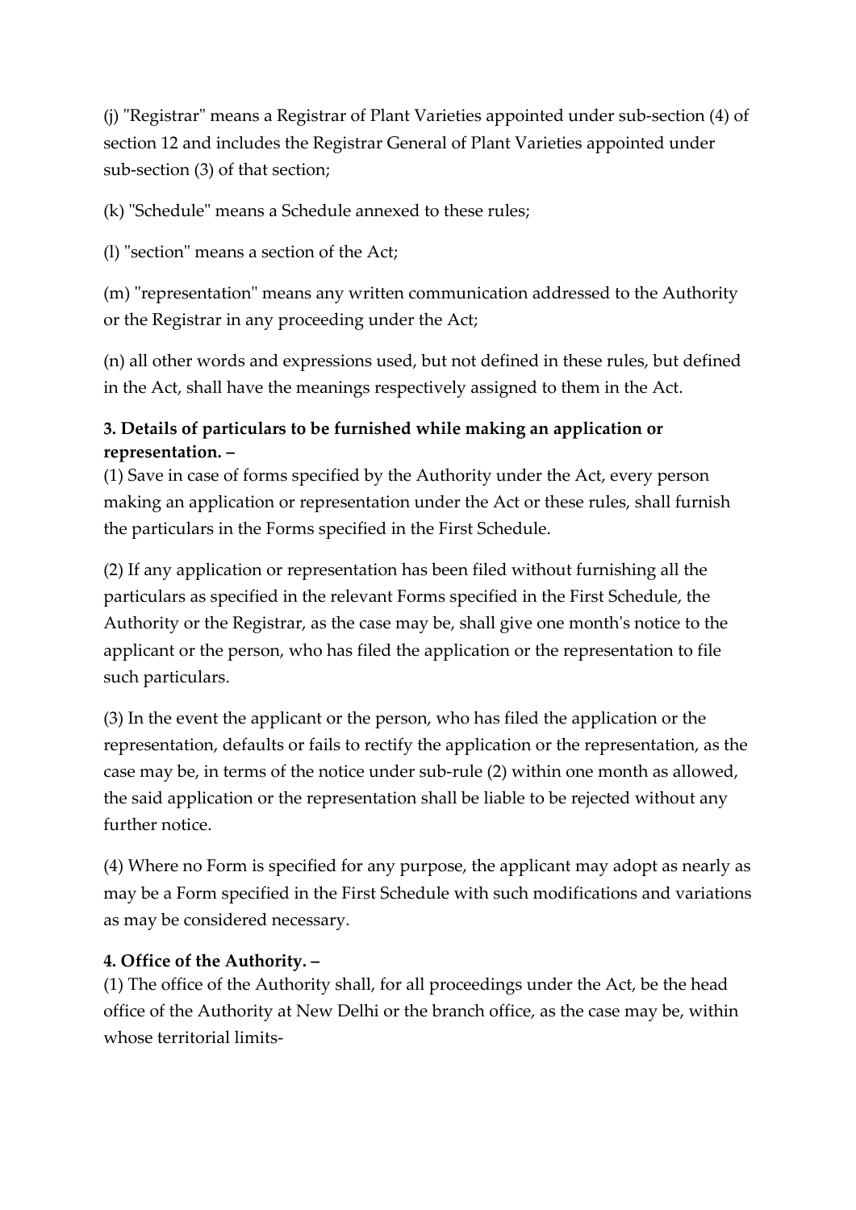(j) "Registrar" means a Registrar of Plant Varieties appointed under sub-section (4) of section 12 and includes the Registrar General of Plant Varieties appointed under sub-section (3) of that section;

(k) "Schedule" means a Schedule annexed to these rules;

(l) "section" means a section of the Act;

(m) "representation" means any written communication addressed to the Authority or the Registrar in any proceeding under the Act;

(n) all other words and expressions used, but not defined in these rules, but defined in the Act, shall have the meanings respectively assigned to them in the Act.

**3. Details of particulars to be furnished while making an application or representation. –**

(1) Save in case of forms specified by the Authority under the Act, every person making an application or representation under the Act or these rules, shall furnish the particulars in the Forms specified in the First Schedule.

(2) If any application or representation has been filed without furnishing all the particulars as specified in the relevant Forms specified in the First Schedule, the Authority or the Registrar, as the case may be, shall give one month's notice to the applicant or the person, who has filed the application or the representation to file such particulars.

(3) In the event the applicant or the person, who has filed the application or the representation, defaults or fails to rectify the application or the representation, as the case may be, in terms of the notice under sub-rule (2) within one month as allowed, the said application or the representation shall be liable to be rejected without any further notice.

(4) Where no Form is specified for any purpose, the applicant may adopt as nearly as may be a Form specified in the First Schedule with such modifications and variations as may be considered necessary.

**4. Office of the Authority. –**

(1) The office of the Authority shall, for all proceedings under the Act, be the head office of the Authority at New Delhi or the branch office, as the case may be, within whose territorial limits-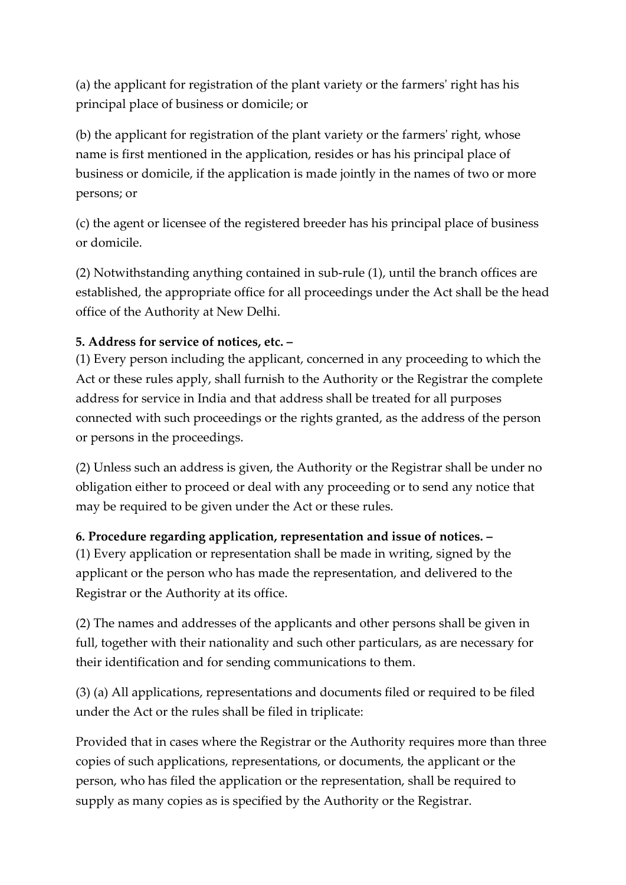(a) the applicant for registration of the plant variety or the farmers' right has his principal place of business or domicile; or

(b) the applicant for registration of the plant variety or the farmers' right, whose name is first mentioned in the application, resides or has his principal place of business or domicile, if the application is made jointly in the names of two or more persons; or

(c) the agent or licensee of the registered breeder has his principal place of business or domicile.

(2) Notwithstanding anything contained in sub-rule (1), until the branch offices are established, the appropriate office for all proceedings under the Act shall be the head office of the Authority at New Delhi.

**5. Address for service of notices, etc. –**

(1) Every person including the applicant, concerned in any proceeding to which the Act or these rules apply, shall furnish to the Authority or the Registrar the complete address for service in India and that address shall be treated for all purposes connected with such proceedings or the rights granted, as the address of the person or persons in the proceedings.

(2) Unless such an address is given, the Authority or the Registrar shall be under no obligation either to proceed or deal with any proceeding or to send any notice that may be required to be given under the Act or these rules.

**6. Procedure regarding application, representation and issue of notices. –**

(1) Every application or representation shall be made in writing, signed by the applicant or the person who has made the representation, and delivered to the Registrar or the Authority at its office.

(2) The names and addresses of the applicants and other persons shall be given in full, together with their nationality and such other particulars, as are necessary for their identification and for sending communications to them.

(3) (a) All applications, representations and documents filed or required to be filed under the Act or the rules shall be filed in triplicate:

Provided that in cases where the Registrar or the Authority requires more than three copies of such applications, representations, or documents, the applicant or the person, who has filed the application or the representation, shall be required to supply as many copies as is specified by the Authority or the Registrar.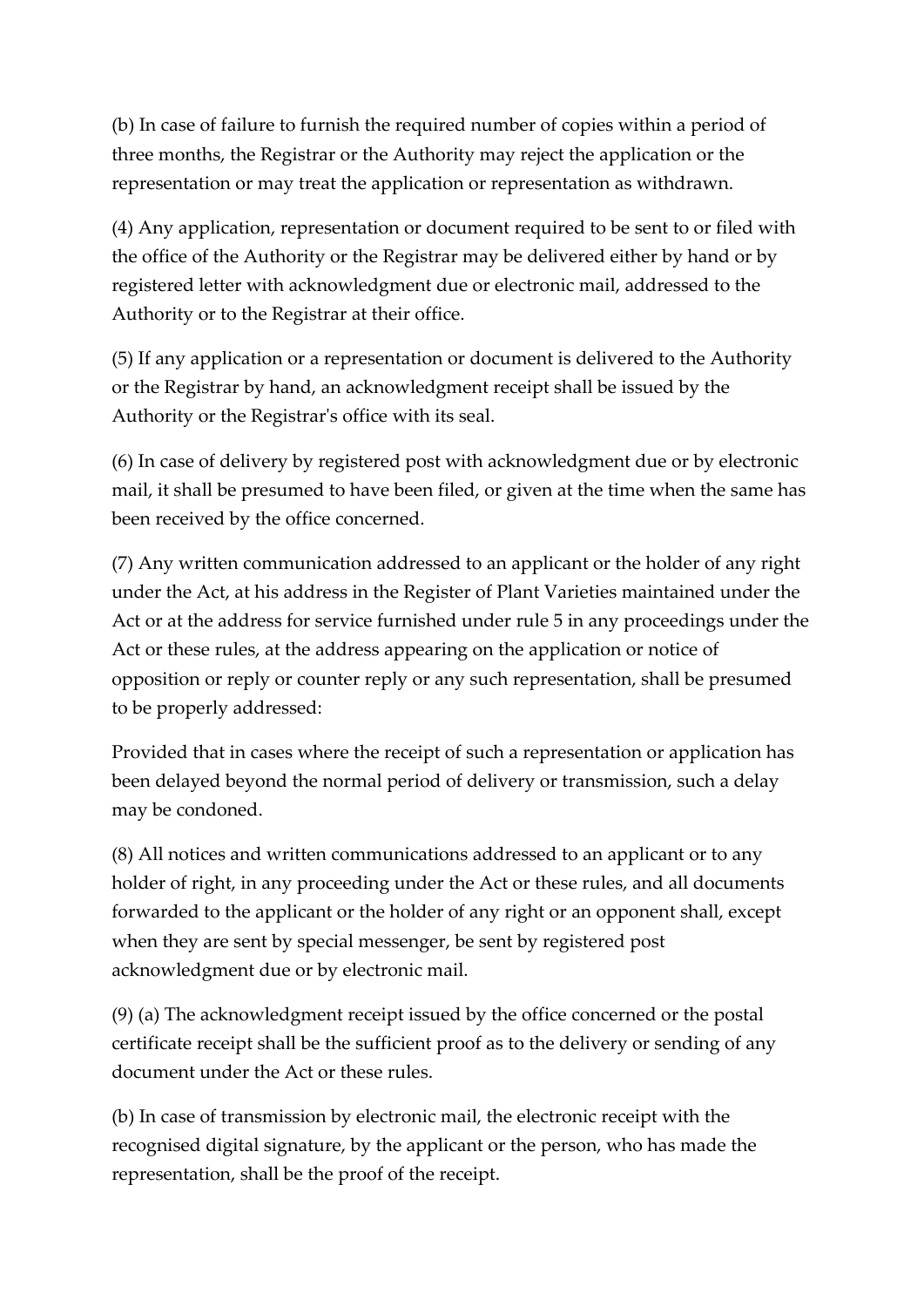(b) In case of failure to furnish the required number of copies within a period of three months, the Registrar or the Authority may reject the application or the representation or may treat the application or representation as withdrawn.

(4) Any application, representation or document required to be sent to or filed with the office of the Authority or the Registrar may be delivered either by hand or by registered letter with acknowledgment due or electronic mail, addressed to the Authority or to the Registrar at their office.

(5) If any application or a representation or document is delivered to the Authority or the Registrar by hand, an acknowledgment receipt shall be issued by the Authority or the Registrar's office with its seal.

(6) In case of delivery by registered post with acknowledgment due or by electronic mail, it shall be presumed to have been filed, or given at the time when the same has been received by the office concerned.

(7) Any written communication addressed to an applicant or the holder of any right under the Act, at his address in the Register of Plant Varieties maintained under the Act or at the address for service furnished under rule 5 in any proceedings under the Act or these rules, at the address appearing on the application or notice of opposition or reply or counter reply or any such representation, shall be presumed to be properly addressed:

Provided that in cases where the receipt of such a representation or application has been delayed beyond the normal period of delivery or transmission, such a delay may be condoned.

(8) All notices and written communications addressed to an applicant or to any holder of right, in any proceeding under the Act or these rules, and all documents forwarded to the applicant or the holder of any right or an opponent shall, except when they are sent by special messenger, be sent by registered post acknowledgment due or by electronic mail.

(9) (a) The acknowledgment receipt issued by the office concerned or the postal certificate receipt shall be the sufficient proof as to the delivery or sending of any document under the Act or these rules.

(b) In case of transmission by electronic mail, the electronic receipt with the recognised digital signature, by the applicant or the person, who has made the representation, shall be the proof of the receipt.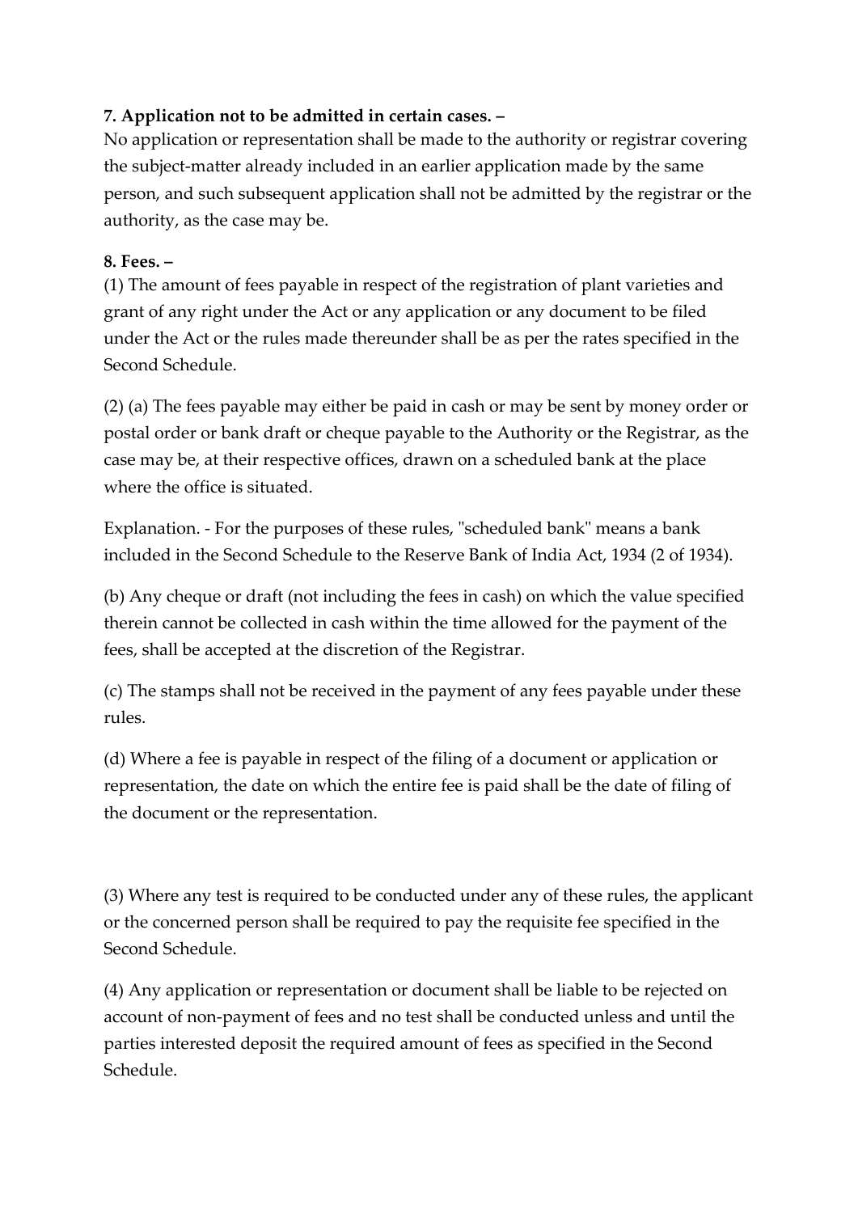**7. Application not to be admitted in certain cases. –**

No application or representation shall be made to the authority or registrar covering the subject-matter already included in an earlier application made by the same person, and such subsequent application shall not be admitted by the registrar or the authority, as the case may be.

**8. Fees. –**

(1) The amount of fees payable in respect of the registration of plant varieties and grant of any right under the Act or any application or any document to be filed under the Act or the rules made thereunder shall be as per the rates specified in the Second Schedule.

(2) (a) The fees payable may either be paid in cash or may be sent by money order or postal order or bank draft or cheque payable to the Authority or the Registrar, as the case may be, at their respective offices, drawn on a scheduled bank at the place where the office is situated.

Explanation. - For the purposes of these rules, "scheduled bank" means a bank included in the Second Schedule to the Reserve Bank of India Act, 1934 (2 of 1934).

(b) Any cheque or draft (not including the fees in cash) on which the value specified therein cannot be collected in cash within the time allowed for the payment of the fees, shall be accepted at the discretion of the Registrar.

(c) The stamps shall not be received in the payment of any fees payable under these rules.

(d) Where a fee is payable in respect of the filing of a document or application or representation, the date on which the entire fee is paid shall be the date of filing of the document or the representation.

(3) Where any test is required to be conducted under any of these rules, the applicant or the concerned person shall be required to pay the requisite fee specified in the Second Schedule.

(4) Any application or representation or document shall be liable to be rejected on account of non-payment of fees and no test shall be conducted unless and until the parties interested deposit the required amount of fees as specified in the Second Schedule.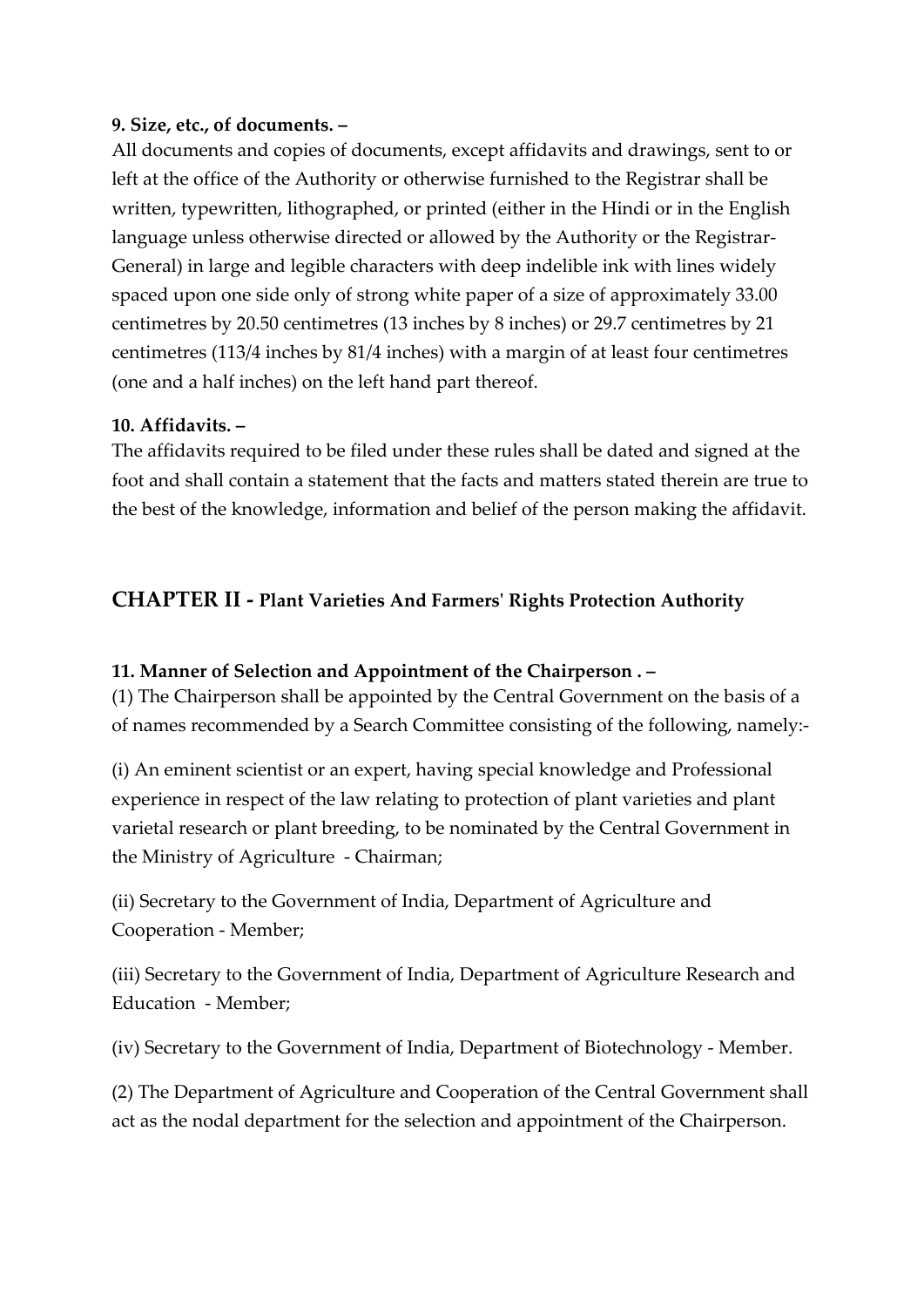**9. Size, etc., of documents. –**

All documents and copies of documents, except affidavits and drawings, sent to or left at the office of the Authority or otherwise furnished to the Registrar shall be written, typewritten, lithographed, or printed (either in the Hindi or in the English language unless otherwise directed or allowed by the Authority or the Registrar-General) in large and legible characters with deep indelible ink with lines widely spaced upon one side only of strong white paper of a size of approximately 33.00 centimetres by 20.50 centimetres (13 inches by 8 inches) or 29.7 centimetres by 21 centimetres (113/4 inches by 81/4 inches) with a margin of at least four centimetres (one and a half inches) on the left hand part thereof.

**10. Affidavits. –**

The affidavits required to be filed under these rules shall be dated and signed at the foot and shall contain a statement that the facts and matters stated therein are true to the best of the knowledge, information and belief of the person making the affidavit.

## CHAPTER II - Plant Varieties And Farmers' Rights Protection Authority

**11. Manner of Selection and Appointment of the Chairperson . –**

(1) The Chairperson shall be appointed by the Central Government on the basis of a of names recommended by a Search Committee consisting of the following, namely:-

(i) An eminent scientist or an expert, having special knowledge and Professional experience in respect of the law relating to protection of plant varieties and plant varietal research or plant breeding, to be nominated by the Central Government in the Ministry of Agriculture - Chairman;

(ii) Secretary to the Government of India, Department of Agriculture and Cooperation - Member;

(iii) Secretary to the Government of India, Department of Agriculture Research and Education - Member;

(iv) Secretary to the Government of India, Department of Biotechnology - Member.

(2) The Department of Agriculture and Cooperation of the Central Government shall act as the nodal department for the selection and appointment of the Chairperson.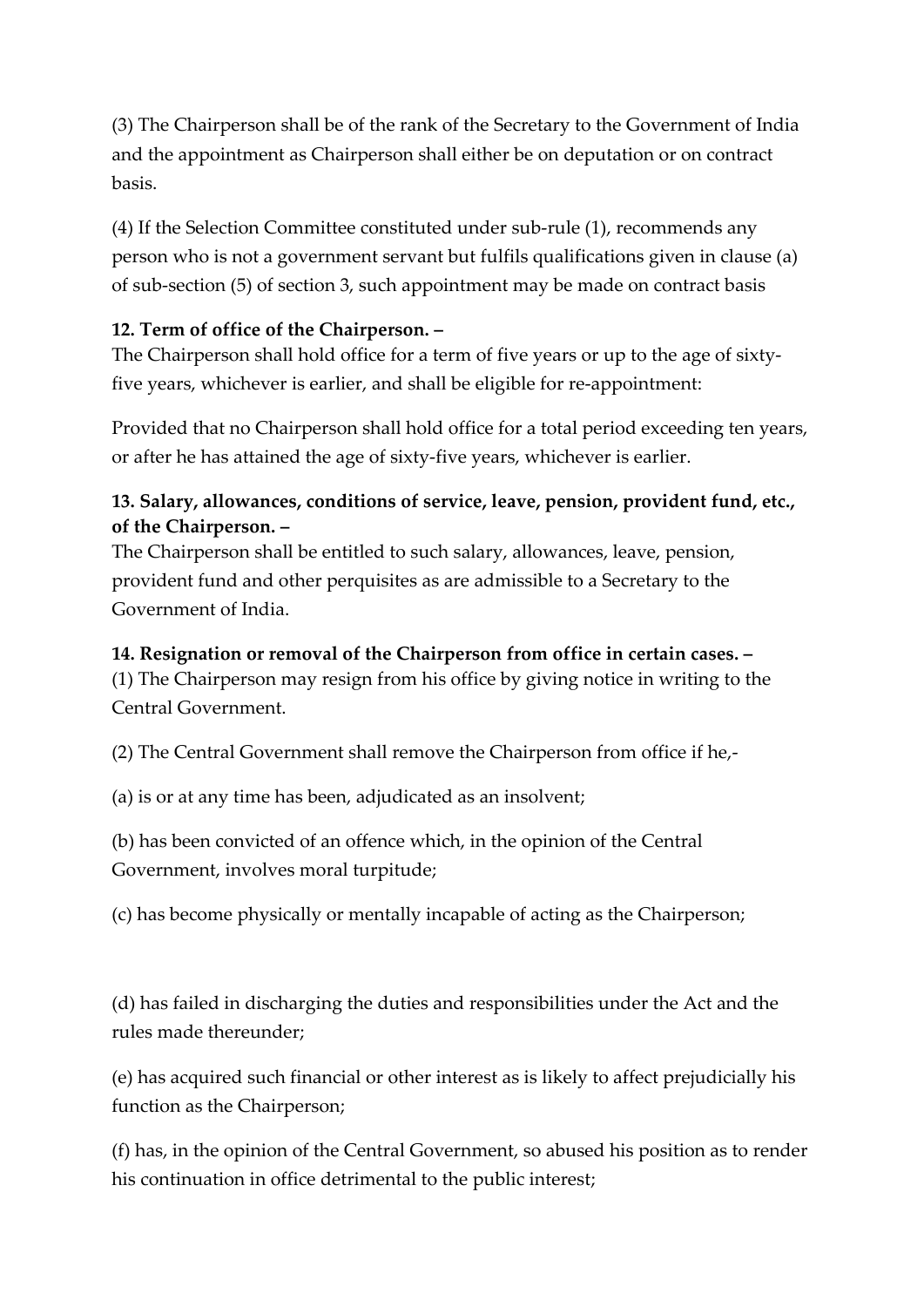(3) The Chairperson shall be of the rank of the Secretary to the Government of India and the appointment as Chairperson shall either be on deputation or on contract basis.

(4) If the Selection Committee constituted under sub-rule (1), recommends any person who is not a government servant but fulfils qualifications given in clause (a) of sub-section (5) of section 3, such appointment may be made on contract basis

**12. Term of office of the Chairperson. –**
The Chairperson shall hold office for a term of five years or up to the age of sixty-five years, whichever is earlier, and shall be eligible for re-appointment:

Provided that no Chairperson shall hold office for a total period exceeding ten years, or after he has attained the age of sixty-five years, whichever is earlier.

**13. Salary, allowances, conditions of service, leave, pension, provident fund, etc., of the Chairperson. –**
The Chairperson shall be entitled to such salary, allowances, leave, pension, provident fund and other perquisites as are admissible to a Secretary to the Government of India.

**14. Resignation or removal of the Chairperson from office in certain cases. –**
(1) The Chairperson may resign from his office by giving notice in writing to the Central Government.

(2) The Central Government shall remove the Chairperson from office if he,-

(a) is or at any time has been, adjudicated as an insolvent;

(b) has been convicted of an offence which, in the opinion of the Central Government, involves moral turpitude;

(c) has become physically or mentally incapable of acting as the Chairperson;

(d) has failed in discharging the duties and responsibilities under the Act and the rules made thereunder;

(e) has acquired such financial or other interest as is likely to affect prejudicially his function as the Chairperson;

(f) has, in the opinion of the Central Government, so abused his position as to render his continuation in office detrimental to the public interest;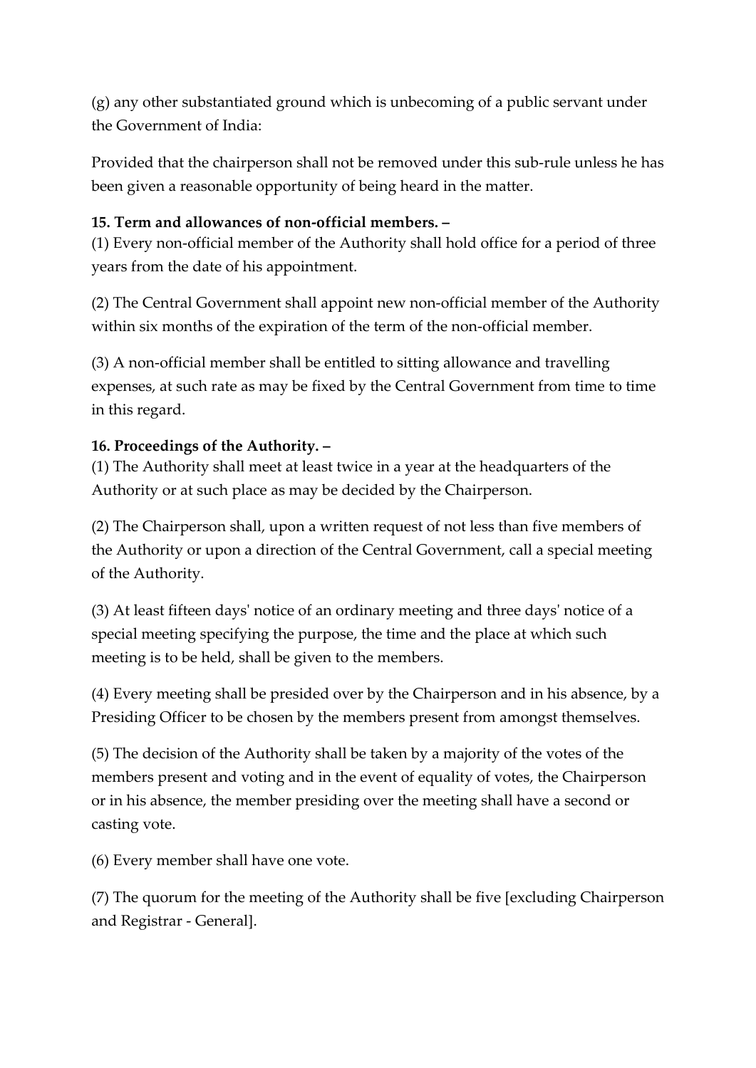(g) any other substantiated ground which is unbecoming of a public servant under the Government of India:

Provided that the chairperson shall not be removed under this sub-rule unless he has been given a reasonable opportunity of being heard in the matter.

**15. Term and allowances of non-official members. –**

(1) Every non-official member of the Authority shall hold office for a period of three years from the date of his appointment.

(2) The Central Government shall appoint new non-official member of the Authority within six months of the expiration of the term of the non-official member.

(3) A non-official member shall be entitled to sitting allowance and travelling expenses, at such rate as may be fixed by the Central Government from time to time in this regard.

**16. Proceedings of the Authority. –**

(1) The Authority shall meet at least twice in a year at the headquarters of the Authority or at such place as may be decided by the Chairperson.

(2) The Chairperson shall, upon a written request of not less than five members of the Authority or upon a direction of the Central Government, call a special meeting of the Authority.

(3) At least fifteen days' notice of an ordinary meeting and three days' notice of a special meeting specifying the purpose, the time and the place at which such meeting is to be held, shall be given to the members.

(4) Every meeting shall be presided over by the Chairperson and in his absence, by a Presiding Officer to be chosen by the members present from amongst themselves.

(5) The decision of the Authority shall be taken by a majority of the votes of the members present and voting and in the event of equality of votes, the Chairperson or in his absence, the member presiding over the meeting shall have a second or casting vote.

(6) Every member shall have one vote.

(7) The quorum for the meeting of the Authority shall be five [excluding Chairperson and Registrar - General].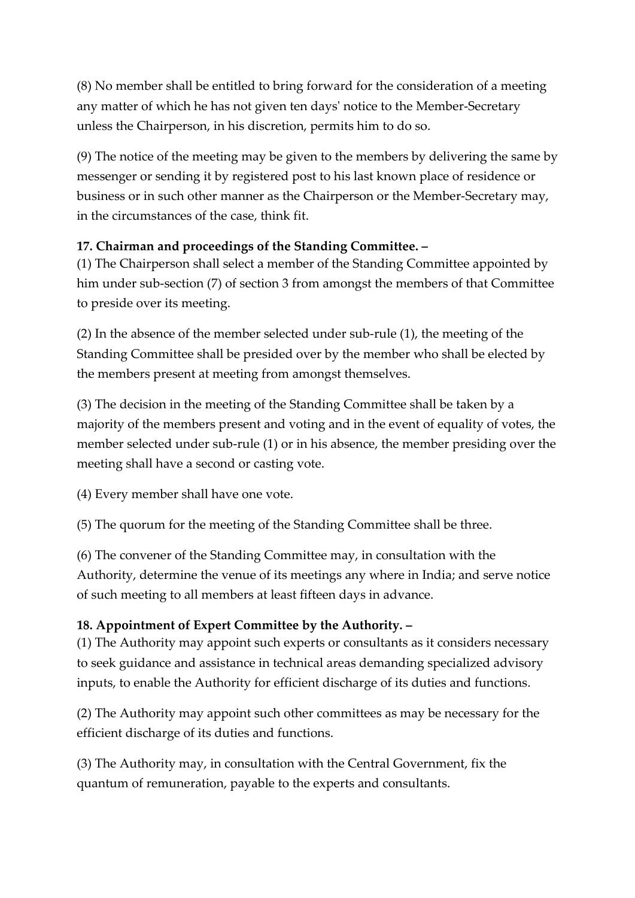(8) No member shall be entitled to bring forward for the consideration of a meeting any matter of which he has not given ten days' notice to the Member-Secretary unless the Chairperson, in his discretion, permits him to do so.

(9) The notice of the meeting may be given to the members by delivering the same by messenger or sending it by registered post to his last known place of residence or business or in such other manner as the Chairperson or the Member-Secretary may, in the circumstances of the case, think fit.

**17. Chairman and proceedings of the Standing Committee. –**

(1) The Chairperson shall select a member of the Standing Committee appointed by him under sub-section (7) of section 3 from amongst the members of that Committee to preside over its meeting.

(2) In the absence of the member selected under sub-rule (1), the meeting of the Standing Committee shall be presided over by the member who shall be elected by the members present at meeting from amongst themselves.

(3) The decision in the meeting of the Standing Committee shall be taken by a majority of the members present and voting and in the event of equality of votes, the member selected under sub-rule (1) or in his absence, the member presiding over the meeting shall have a second or casting vote.

(4) Every member shall have one vote.

(5) The quorum for the meeting of the Standing Committee shall be three.

(6) The convener of the Standing Committee may, in consultation with the Authority, determine the venue of its meetings any where in India; and serve notice of such meeting to all members at least fifteen days in advance.

**18. Appointment of Expert Committee by the Authority. –**

(1) The Authority may appoint such experts or consultants as it considers necessary to seek guidance and assistance in technical areas demanding specialized advisory inputs, to enable the Authority for efficient discharge of its duties and functions.

(2) The Authority may appoint such other committees as may be necessary for the efficient discharge of its duties and functions.

(3) The Authority may, in consultation with the Central Government, fix the quantum of remuneration, payable to the experts and consultants.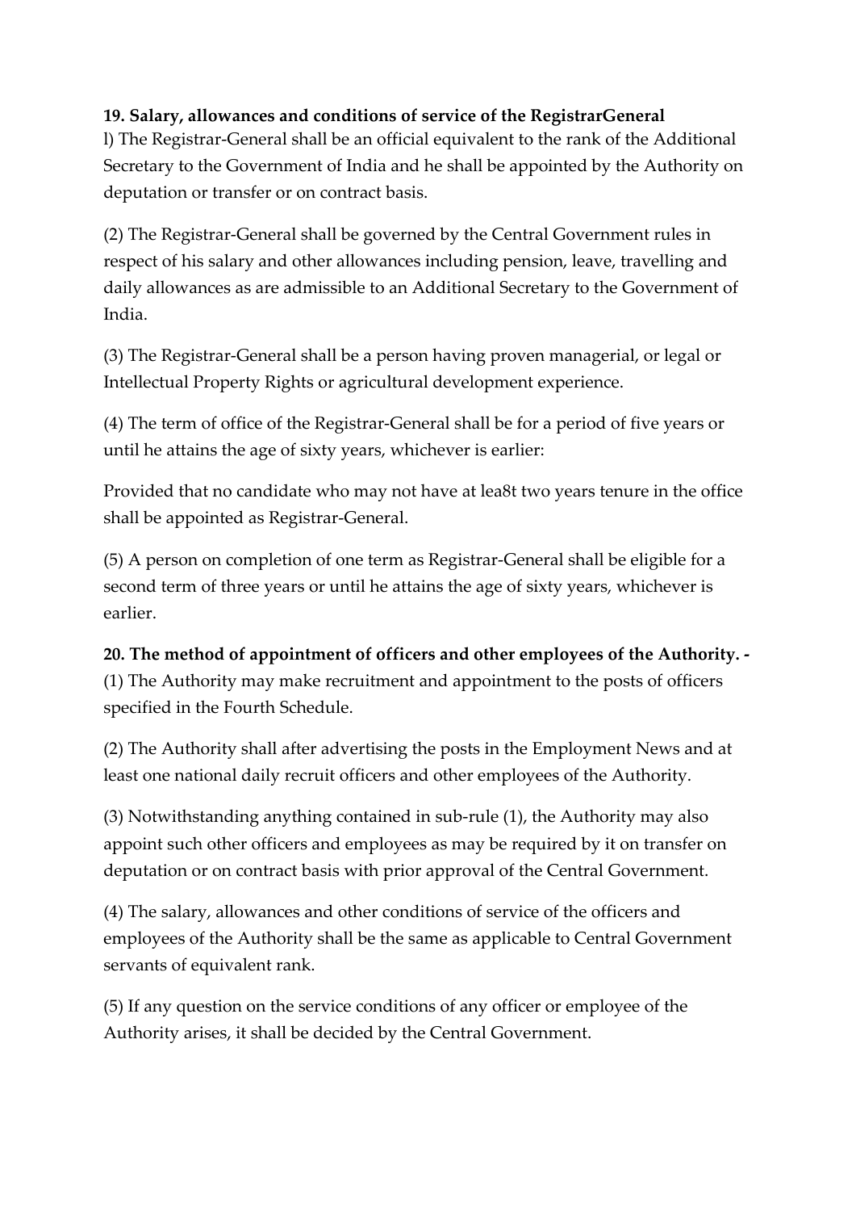**19. Salary, allowances and conditions of service of the RegistrarGeneral**

l) The Registrar-General shall be an official equivalent to the rank of the Additional Secretary to the Government of India and he shall be appointed by the Authority on deputation or transfer or on contract basis.

(2) The Registrar-General shall be governed by the Central Government rules in respect of his salary and other allowances including pension, leave, travelling and daily allowances as are admissible to an Additional Secretary to the Government of India.

(3) The Registrar-General shall be a person having proven managerial, or legal or Intellectual Property Rights or agricultural development experience.

(4) The term of office of the Registrar-General shall be for a period of five years or until he attains the age of sixty years, whichever is earlier:

Provided that no candidate who may not have at lea8t two years tenure in the office shall be appointed as Registrar-General.

(5) A person on completion of one term as Registrar-General shall be eligible for a second term of three years or until he attains the age of sixty years, whichever is earlier.

**20. The method of appointment of officers and other employees of the Authority. -**

(1) The Authority may make recruitment and appointment to the posts of officers specified in the Fourth Schedule.

(2) The Authority shall after advertising the posts in the Employment News and at least one national daily recruit officers and other employees of the Authority.

(3) Notwithstanding anything contained in sub-rule (1), the Authority may also appoint such other officers and employees as may be required by it on transfer on deputation or on contract basis with prior approval of the Central Government.

(4) The salary, allowances and other conditions of service of the officers and employees of the Authority shall be the same as applicable to Central Government servants of equivalent rank.

(5) If any question on the service conditions of any officer or employee of the Authority arises, it shall be decided by the Central Government.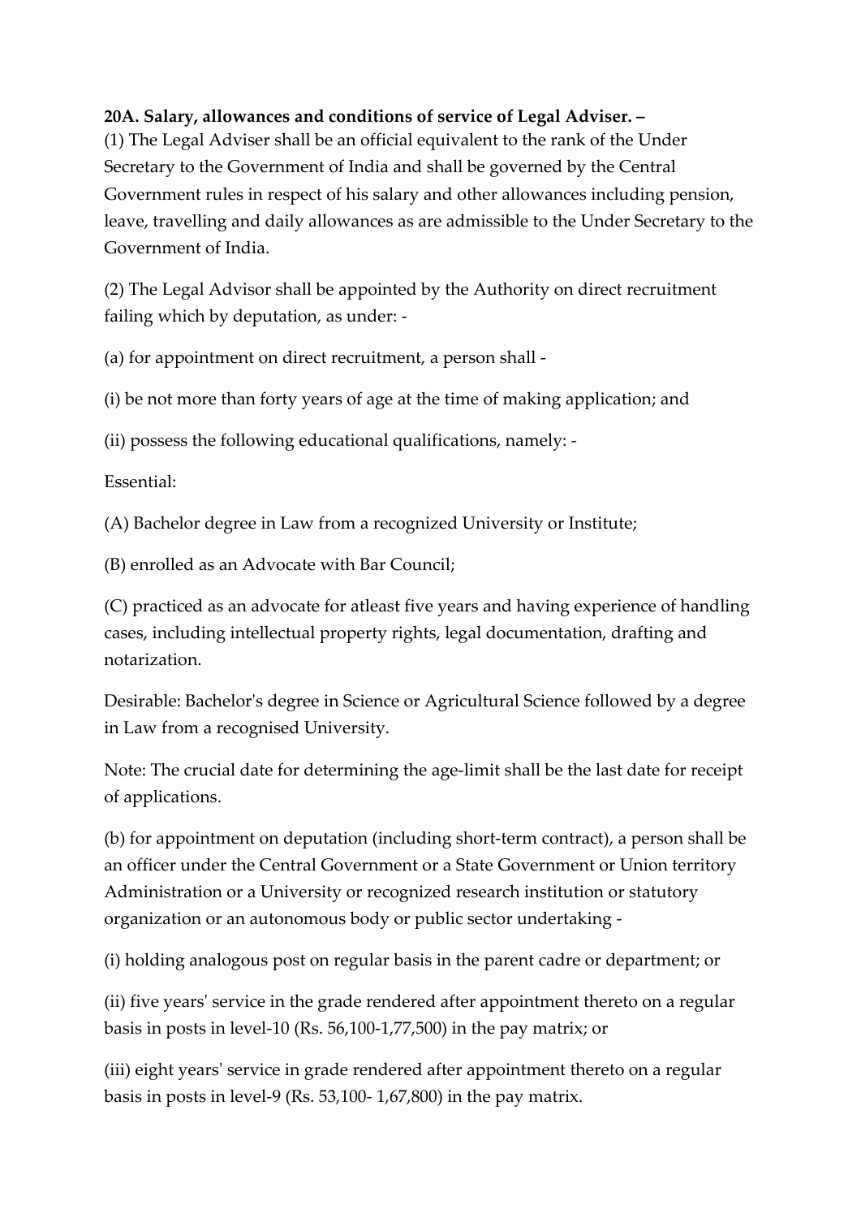**20A. Salary, allowances and conditions of service of Legal Adviser. –**

(1) The Legal Adviser shall be an official equivalent to the rank of the Under Secretary to the Government of India and shall be governed by the Central Government rules in respect of his salary and other allowances including pension, leave, travelling and daily allowances as are admissible to the Under Secretary to the Government of India.

(2) The Legal Advisor shall be appointed by the Authority on direct recruitment failing which by deputation, as under: -

(a) for appointment on direct recruitment, a person shall -

(i) be not more than forty years of age at the time of making application; and

(ii) possess the following educational qualifications, namely: -

Essential:

(A) Bachelor degree in Law from a recognized University or Institute;

(B) enrolled as an Advocate with Bar Council;

(C) practiced as an advocate for atleast five years and having experience of handling cases, including intellectual property rights, legal documentation, drafting and notarization.

Desirable: Bachelor's degree in Science or Agricultural Science followed by a degree in Law from a recognised University.

Note: The crucial date for determining the age-limit shall be the last date for receipt of applications.

(b) for appointment on deputation (including short-term contract), a person shall be an officer under the Central Government or a State Government or Union territory Administration or a University or recognized research institution or statutory organization or an autonomous body or public sector undertaking -

(i) holding analogous post on regular basis in the parent cadre or department; or

(ii) five years' service in the grade rendered after appointment thereto on a regular basis in posts in level-10 (Rs. 56,100-1,77,500) in the pay matrix; or

(iii) eight years' service in grade rendered after appointment thereto on a regular basis in posts in level-9 (Rs. 53,100- 1,67,800) in the pay matrix.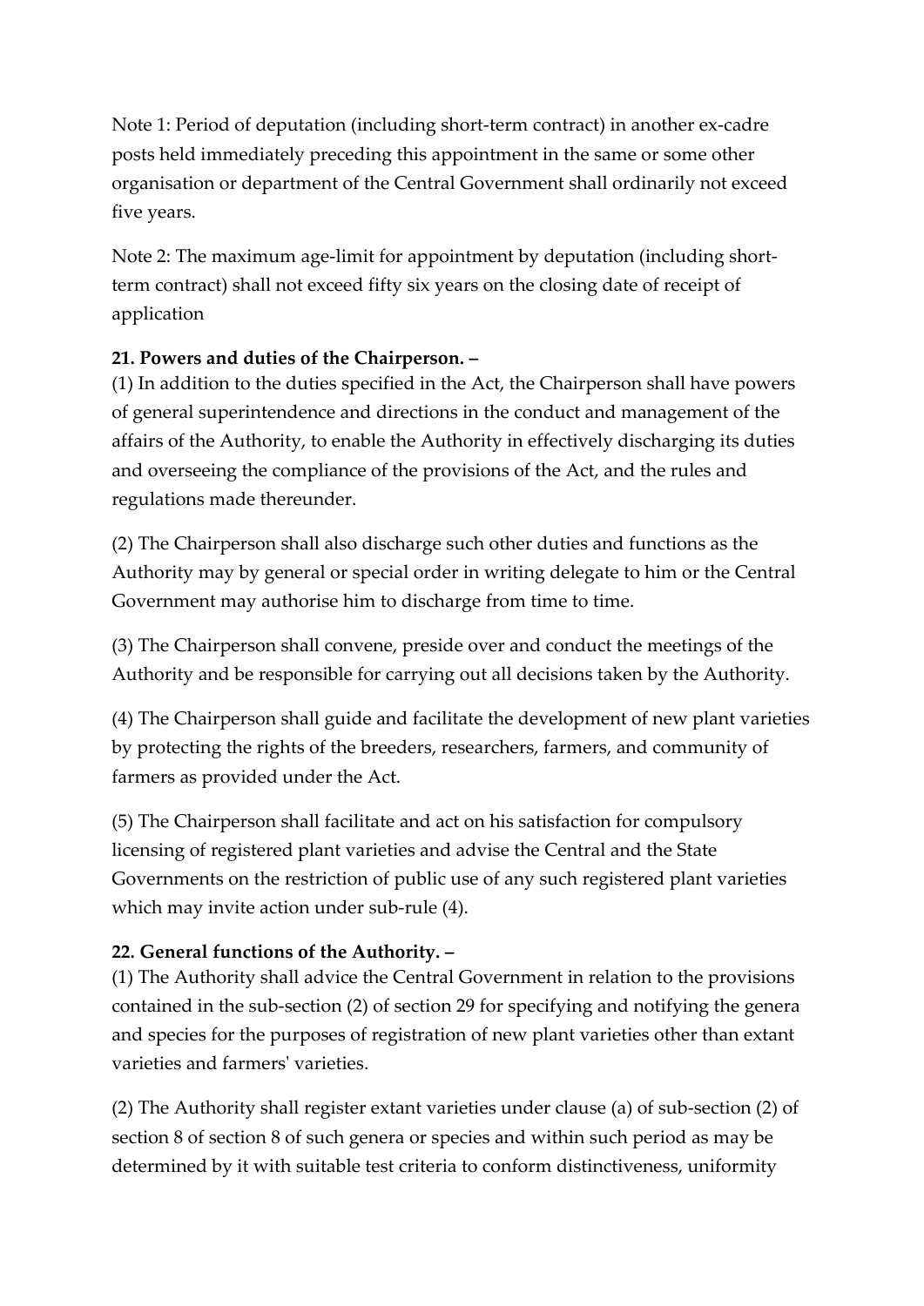Note 1: Period of deputation (including short-term contract) in another ex-cadre posts held immediately preceding this appointment in the same or some other organisation or department of the Central Government shall ordinarily not exceed five years.

Note 2: The maximum age-limit for appointment by deputation (including short-term contract) shall not exceed fifty six years on the closing date of receipt of application

**21. Powers and duties of the Chairperson. –**
(1) In addition to the duties specified in the Act, the Chairperson shall have powers of general superintendence and directions in the conduct and management of the affairs of the Authority, to enable the Authority in effectively discharging its duties and overseeing the compliance of the provisions of the Act, and the rules and regulations made thereunder.

(2) The Chairperson shall also discharge such other duties and functions as the Authority may by general or special order in writing delegate to him or the Central Government may authorise him to discharge from time to time.

(3) The Chairperson shall convene, preside over and conduct the meetings of the Authority and be responsible for carrying out all decisions taken by the Authority.

(4) The Chairperson shall guide and facilitate the development of new plant varieties by protecting the rights of the breeders, researchers, farmers, and community of farmers as provided under the Act.

(5) The Chairperson shall facilitate and act on his satisfaction for compulsory licensing of registered plant varieties and advise the Central and the State Governments on the restriction of public use of any such registered plant varieties which may invite action under sub-rule (4).

**22. General functions of the Authority. –**
(1) The Authority shall advice the Central Government in relation to the provisions contained in the sub-section (2) of section 29 for specifying and notifying the genera and species for the purposes of registration of new plant varieties other than extant varieties and farmers' varieties.

(2) The Authority shall register extant varieties under clause (a) of sub-section (2) of section 8 of section 8 of such genera or species and within such period as may be determined by it with suitable test criteria to conform distinctiveness, uniformity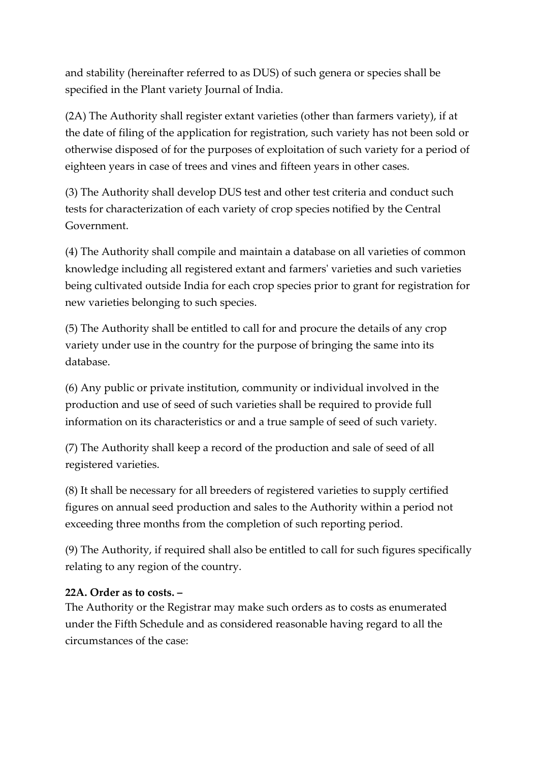and stability (hereinafter referred to as DUS) of such genera or species shall be specified in the Plant variety Journal of India.

(2A) The Authority shall register extant varieties (other than farmers variety), if at the date of filing of the application for registration, such variety has not been sold or otherwise disposed of for the purposes of exploitation of such variety for a period of eighteen years in case of trees and vines and fifteen years in other cases.

(3) The Authority shall develop DUS test and other test criteria and conduct such tests for characterization of each variety of crop species notified by the Central Government.

(4) The Authority shall compile and maintain a database on all varieties of common knowledge including all registered extant and farmers' varieties and such varieties being cultivated outside India for each crop species prior to grant for registration for new varieties belonging to such species.

(5) The Authority shall be entitled to call for and procure the details of any crop variety under use in the country for the purpose of bringing the same into its database.

(6) Any public or private institution, community or individual involved in the production and use of seed of such varieties shall be required to provide full information on its characteristics or and a true sample of seed of such variety.

(7) The Authority shall keep a record of the production and sale of seed of all registered varieties.

(8) It shall be necessary for all breeders of registered varieties to supply certified figures on annual seed production and sales to the Authority within a period not exceeding three months from the completion of such reporting period.

(9) The Authority, if required shall also be entitled to call for such figures specifically relating to any region of the country.

**22A. Order as to costs. –**
The Authority or the Registrar may make such orders as to costs as enumerated under the Fifth Schedule and as considered reasonable having regard to all the circumstances of the case: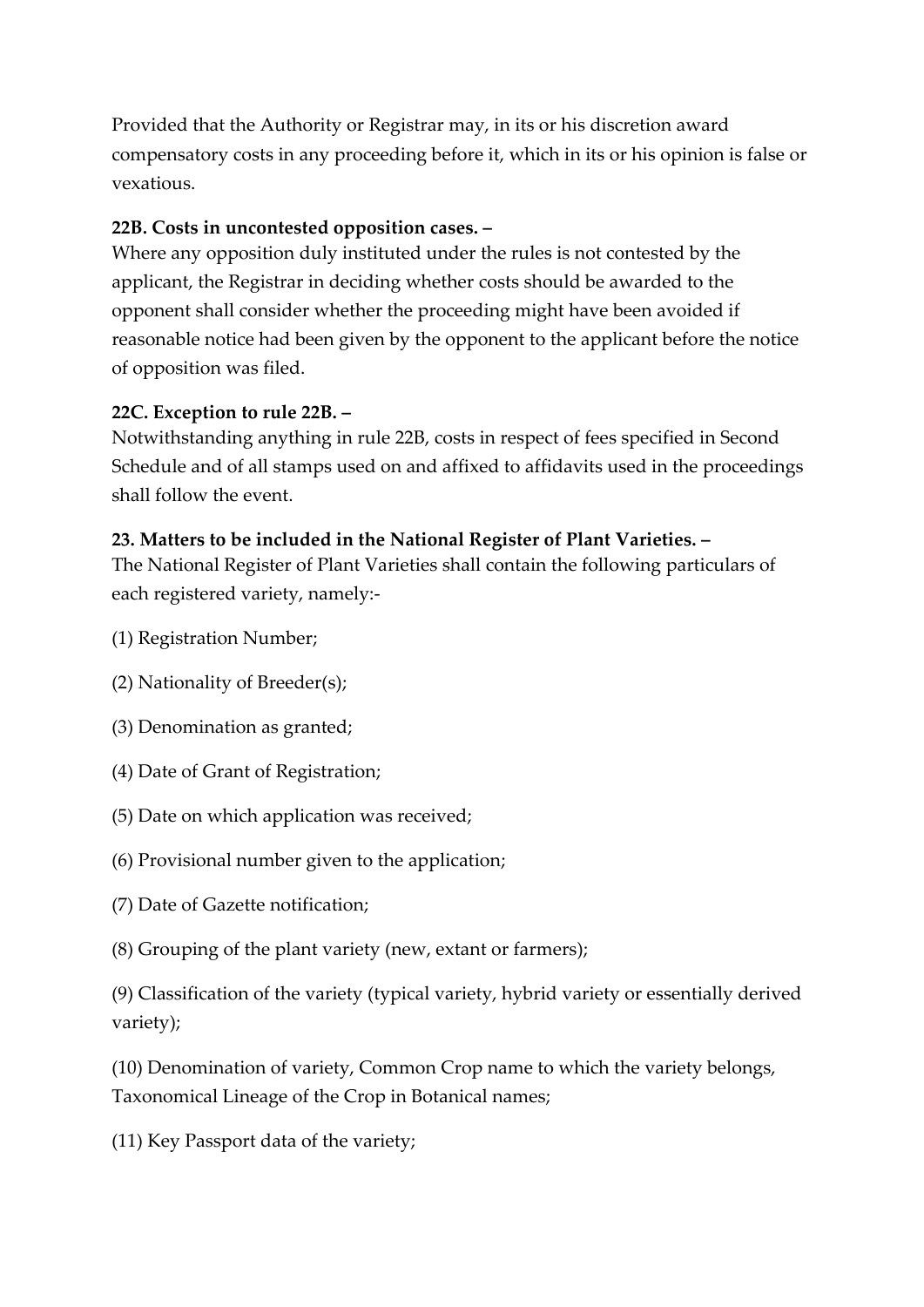Provided that the Authority or Registrar may, in its or his discretion award compensatory costs in any proceeding before it, which in its or his opinion is false or vexatious.

**22B. Costs in uncontested opposition cases. –**

Where any opposition duly instituted under the rules is not contested by the applicant, the Registrar in deciding whether costs should be awarded to the opponent shall consider whether the proceeding might have been avoided if reasonable notice had been given by the opponent to the applicant before the notice of opposition was filed.

**22C. Exception to rule 22B. –**

Notwithstanding anything in rule 22B, costs in respect of fees specified in Second Schedule and of all stamps used on and affixed to affidavits used in the proceedings shall follow the event.

**23. Matters to be included in the National Register of Plant Varieties. –**

The National Register of Plant Varieties shall contain the following particulars of each registered variety, namely:-

(1) Registration Number;

(2) Nationality of Breeder(s);

(3) Denomination as granted;

(4) Date of Grant of Registration;

(5) Date on which application was received;

(6) Provisional number given to the application;

(7) Date of Gazette notification;

(8) Grouping of the plant variety (new, extant or farmers);

(9) Classification of the variety (typical variety, hybrid variety or essentially derived variety);

(10) Denomination of variety, Common Crop name to which the variety belongs, Taxonomical Lineage of the Crop in Botanical names;

(11) Key Passport data of the variety;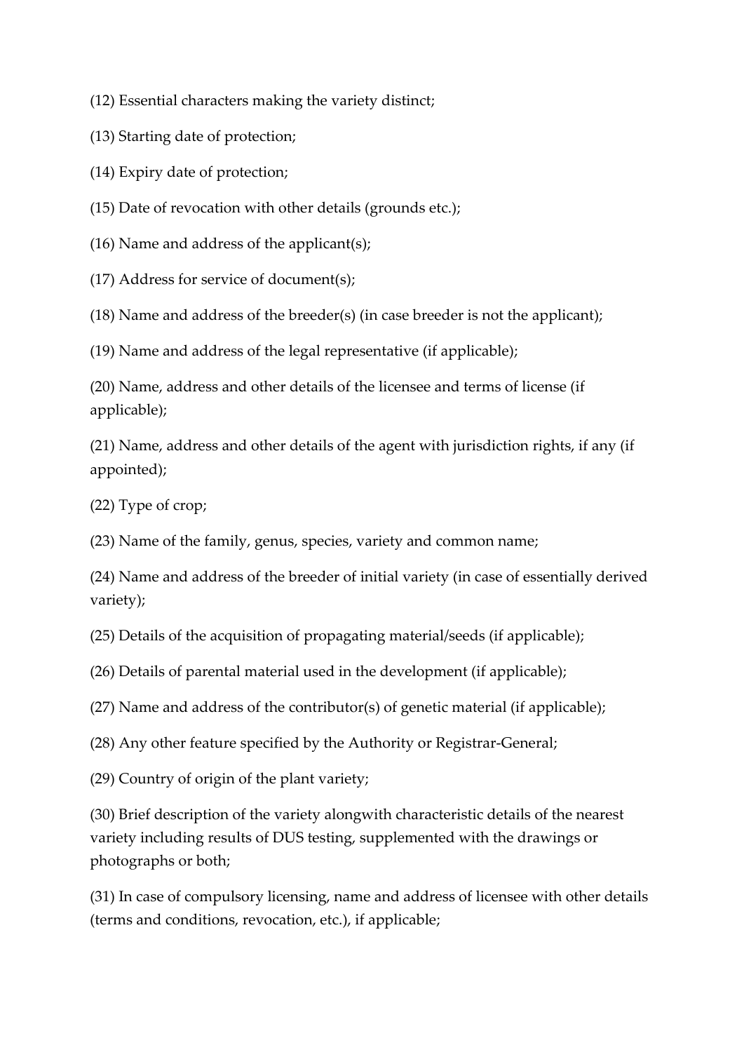(12) Essential characters making the variety distinct;

(13) Starting date of protection;

(14) Expiry date of protection;

(15) Date of revocation with other details (grounds etc.);

(16) Name and address of the applicant(s);

(17) Address for service of document(s);

(18) Name and address of the breeder(s) (in case breeder is not the applicant);

(19) Name and address of the legal representative (if applicable);

(20) Name, address and other details of the licensee and terms of license (if applicable);

(21) Name, address and other details of the agent with jurisdiction rights, if any (if appointed);

(22) Type of crop;

(23) Name of the family, genus, species, variety and common name;

(24) Name and address of the breeder of initial variety (in case of essentially derived variety);

(25) Details of the acquisition of propagating material/seeds (if applicable);

(26) Details of parental material used in the development (if applicable);

(27) Name and address of the contributor(s) of genetic material (if applicable);

(28) Any other feature specified by the Authority or Registrar-General;

(29) Country of origin of the plant variety;

(30) Brief description of the variety alongwith characteristic details of the nearest variety including results of DUS testing, supplemented with the drawings or photographs or both;

(31) In case of compulsory licensing, name and address of licensee with other details (terms and conditions, revocation, etc.), if applicable;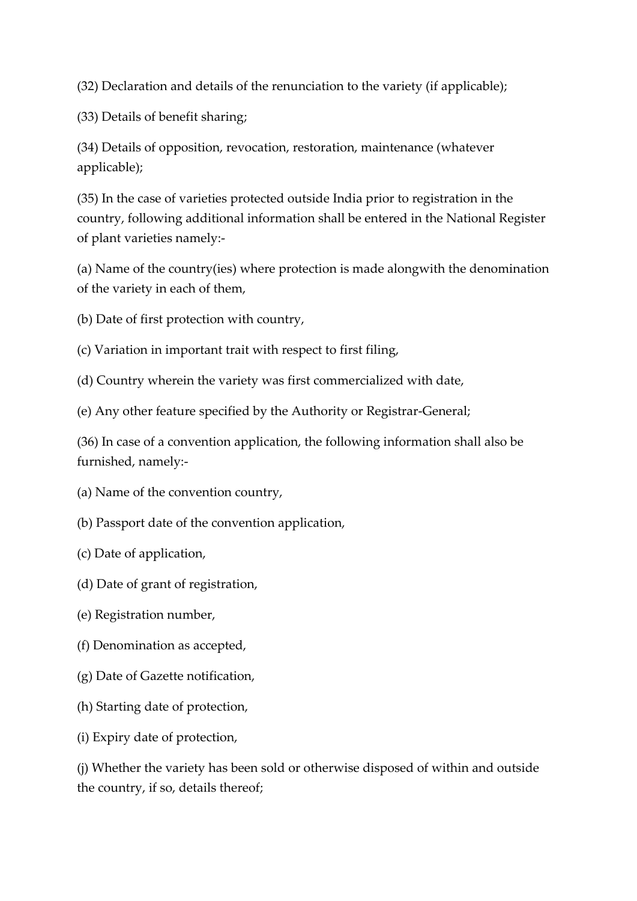(32) Declaration and details of the renunciation to the variety (if applicable);

(33) Details of benefit sharing;

(34) Details of opposition, revocation, restoration, maintenance (whatever applicable);

(35) In the case of varieties protected outside India prior to registration in the country, following additional information shall be entered in the National Register of plant varieties namely:-

(a) Name of the country(ies) where protection is made alongwith the denomination of the variety in each of them,

(b) Date of first protection with country,

(c) Variation in important trait with respect to first filing,

(d) Country wherein the variety was first commercialized with date,

(e) Any other feature specified by the Authority or Registrar-General;

(36) In case of a convention application, the following information shall also be furnished, namely:-

(a) Name of the convention country,

(b) Passport date of the convention application,

(c) Date of application,

(d) Date of grant of registration,

(e) Registration number,

(f) Denomination as accepted,

(g) Date of Gazette notification,

(h) Starting date of protection,

(i) Expiry date of protection,

(j) Whether the variety has been sold or otherwise disposed of within and outside the country, if so, details thereof;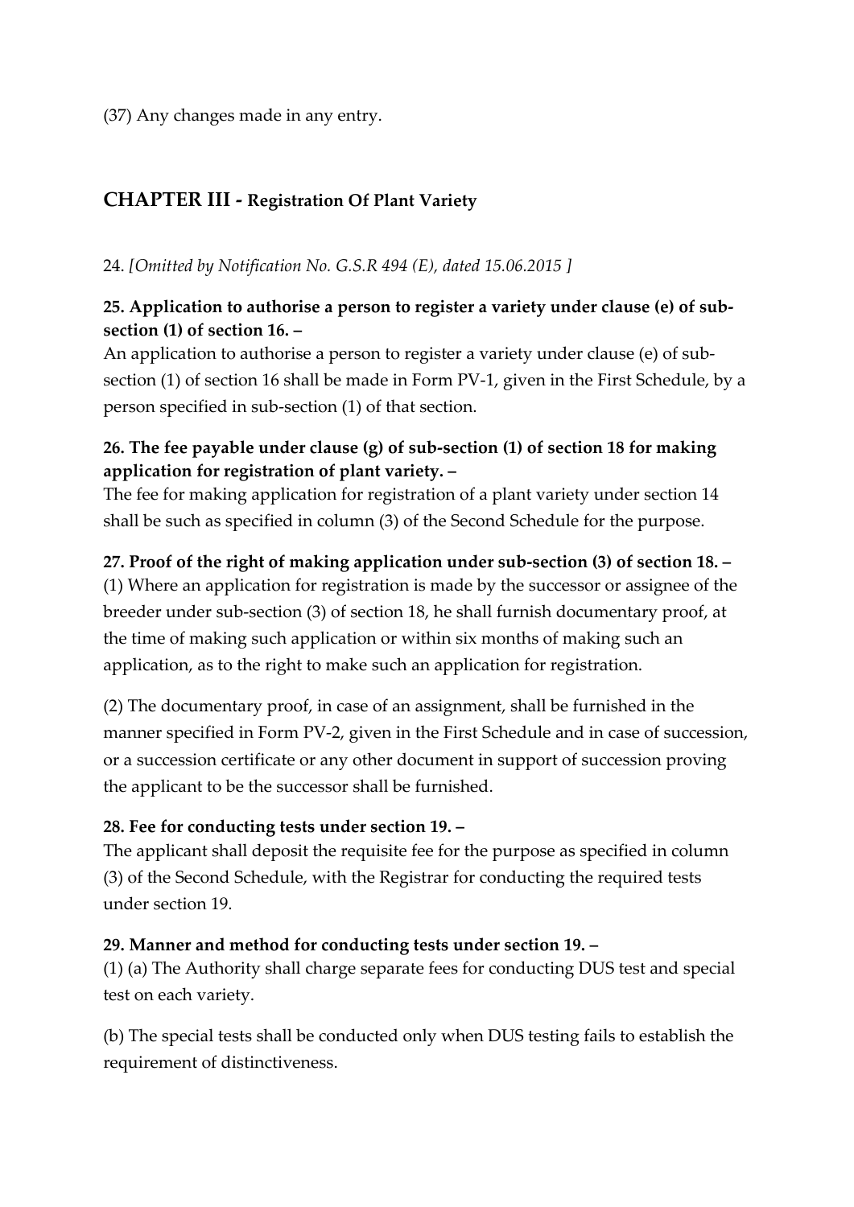(37) Any changes made in any entry.

## CHAPTER III - Registration Of Plant Variety

24. *[Omitted by Notification No. G.S.R 494 (E), dated 15.06.2015 ]*

**25. Application to authorise a person to register a variety under clause (e) of sub-section (1) of section 16. –**

An application to authorise a person to register a variety under clause (e) of sub-section (1) of section 16 shall be made in Form PV-1, given in the First Schedule, by a person specified in sub-section (1) of that section.

**26. The fee payable under clause (g) of sub-section (1) of section 18 for making application for registration of plant variety. –**

The fee for making application for registration of a plant variety under section 14 shall be such as specified in column (3) of the Second Schedule for the purpose.

**27. Proof of the right of making application under sub-section (3) of section 18. –**

(1) Where an application for registration is made by the successor or assignee of the breeder under sub-section (3) of section 18, he shall furnish documentary proof, at the time of making such application or within six months of making such an application, as to the right to make such an application for registration.

(2) The documentary proof, in case of an assignment, shall be furnished in the manner specified in Form PV-2, given in the First Schedule and in case of succession, or a succession certificate or any other document in support of succession proving the applicant to be the successor shall be furnished.

**28. Fee for conducting tests under section 19. –**

The applicant shall deposit the requisite fee for the purpose as specified in column (3) of the Second Schedule, with the Registrar for conducting the required tests under section 19.

**29. Manner and method for conducting tests under section 19. –**

(1) (a) The Authority shall charge separate fees for conducting DUS test and special test on each variety.

(b) The special tests shall be conducted only when DUS testing fails to establish the requirement of distinctiveness.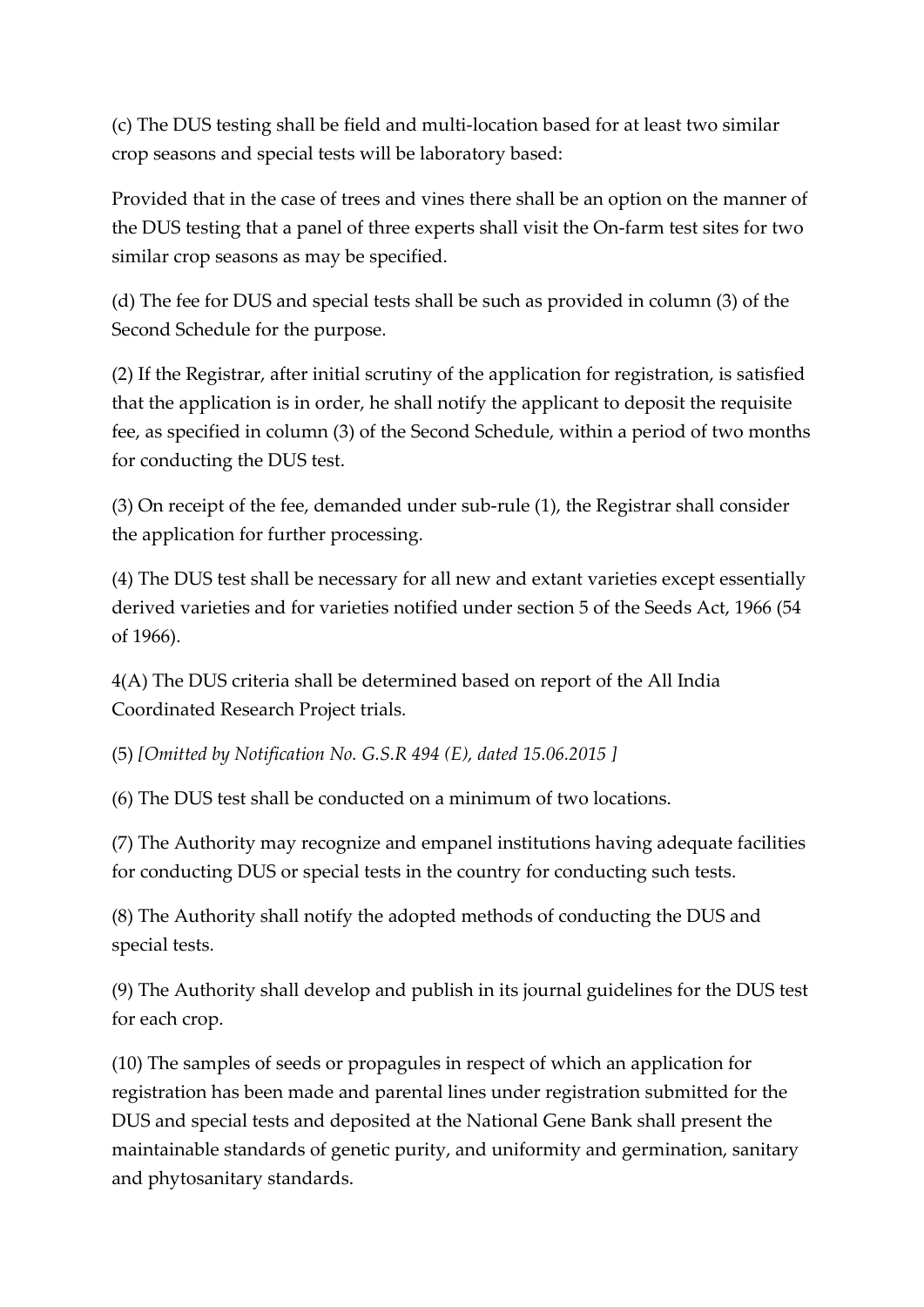(c) The DUS testing shall be field and multi-location based for at least two similar crop seasons and special tests will be laboratory based:

Provided that in the case of trees and vines there shall be an option on the manner of the DUS testing that a panel of three experts shall visit the On-farm test sites for two similar crop seasons as may be specified.

(d) The fee for DUS and special tests shall be such as provided in column (3) of the Second Schedule for the purpose.

(2) If the Registrar, after initial scrutiny of the application for registration, is satisfied that the application is in order, he shall notify the applicant to deposit the requisite fee, as specified in column (3) of the Second Schedule, within a period of two months for conducting the DUS test.

(3) On receipt of the fee, demanded under sub-rule (1), the Registrar shall consider the application for further processing.

(4) The DUS test shall be necessary for all new and extant varieties except essentially derived varieties and for varieties notified under section 5 of the Seeds Act, 1966 (54 of 1966).

4(A) The DUS criteria shall be determined based on report of the All India Coordinated Research Project trials.

(5) *[Omitted by Notification No. G.S.R 494 (E), dated 15.06.2015 ]*

(6) The DUS test shall be conducted on a minimum of two locations.

(7) The Authority may recognize and empanel institutions having adequate facilities for conducting DUS or special tests in the country for conducting such tests.

(8) The Authority shall notify the adopted methods of conducting the DUS and special tests.

(9) The Authority shall develop and publish in its journal guidelines for the DUS test for each crop.

(10) The samples of seeds or propagules in respect of which an application for registration has been made and parental lines under registration submitted for the DUS and special tests and deposited at the National Gene Bank shall present the maintainable standards of genetic purity, and uniformity and germination, sanitary and phytosanitary standards.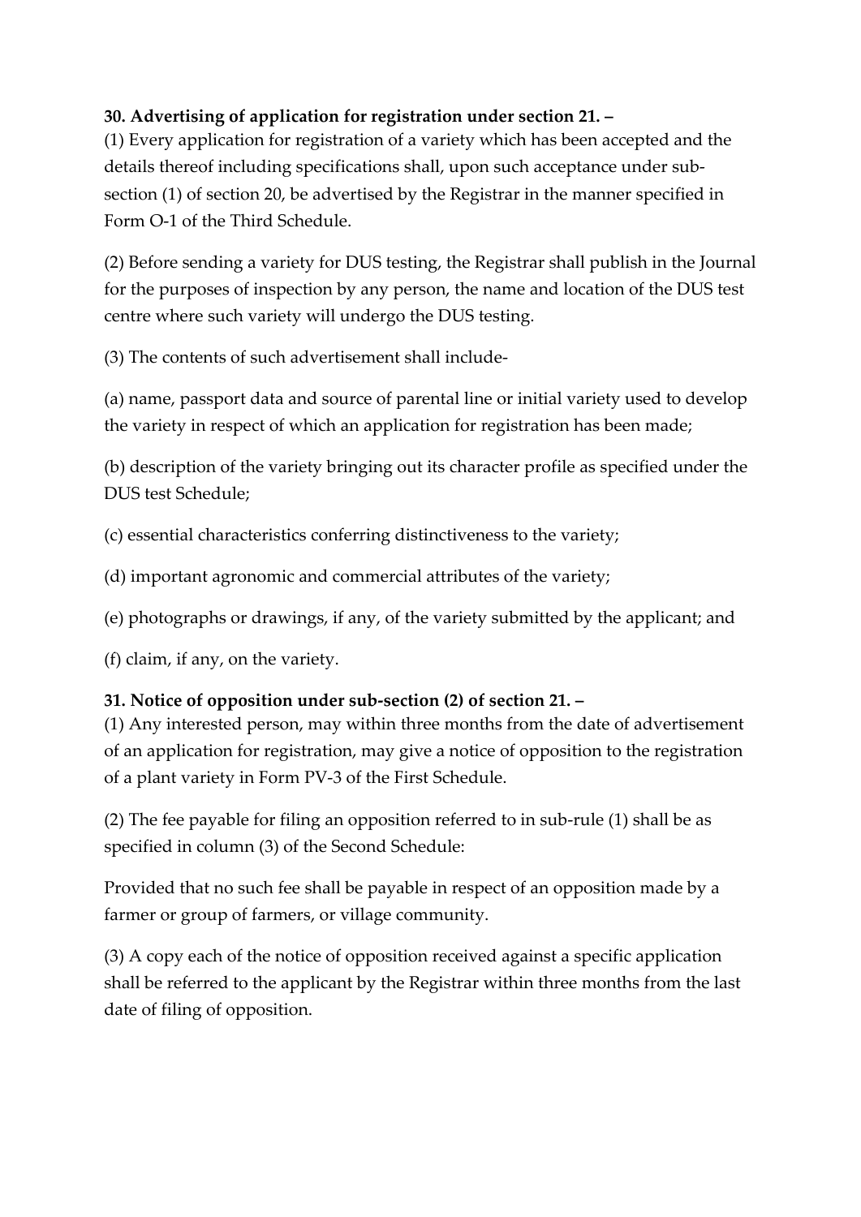**30. Advertising of application for registration under section 21. –**

(1) Every application for registration of a variety which has been accepted and the details thereof including specifications shall, upon such acceptance under sub-section (1) of section 20, be advertised by the Registrar in the manner specified in Form O-1 of the Third Schedule.

(2) Before sending a variety for DUS testing, the Registrar shall publish in the Journal for the purposes of inspection by any person, the name and location of the DUS test centre where such variety will undergo the DUS testing.

(3) The contents of such advertisement shall include-

(a) name, passport data and source of parental line or initial variety used to develop the variety in respect of which an application for registration has been made;

(b) description of the variety bringing out its character profile as specified under the DUS test Schedule;

(c) essential characteristics conferring distinctiveness to the variety;

(d) important agronomic and commercial attributes of the variety;

(e) photographs or drawings, if any, of the variety submitted by the applicant; and

(f) claim, if any, on the variety.

**31. Notice of opposition under sub-section (2) of section 21. –**

(1) Any interested person, may within three months from the date of advertisement of an application for registration, may give a notice of opposition to the registration of a plant variety in Form PV-3 of the First Schedule.

(2) The fee payable for filing an opposition referred to in sub-rule (1) shall be as specified in column (3) of the Second Schedule:

Provided that no such fee shall be payable in respect of an opposition made by a farmer or group of farmers, or village community.

(3) A copy each of the notice of opposition received against a specific application shall be referred to the applicant by the Registrar within three months from the last date of filing of opposition.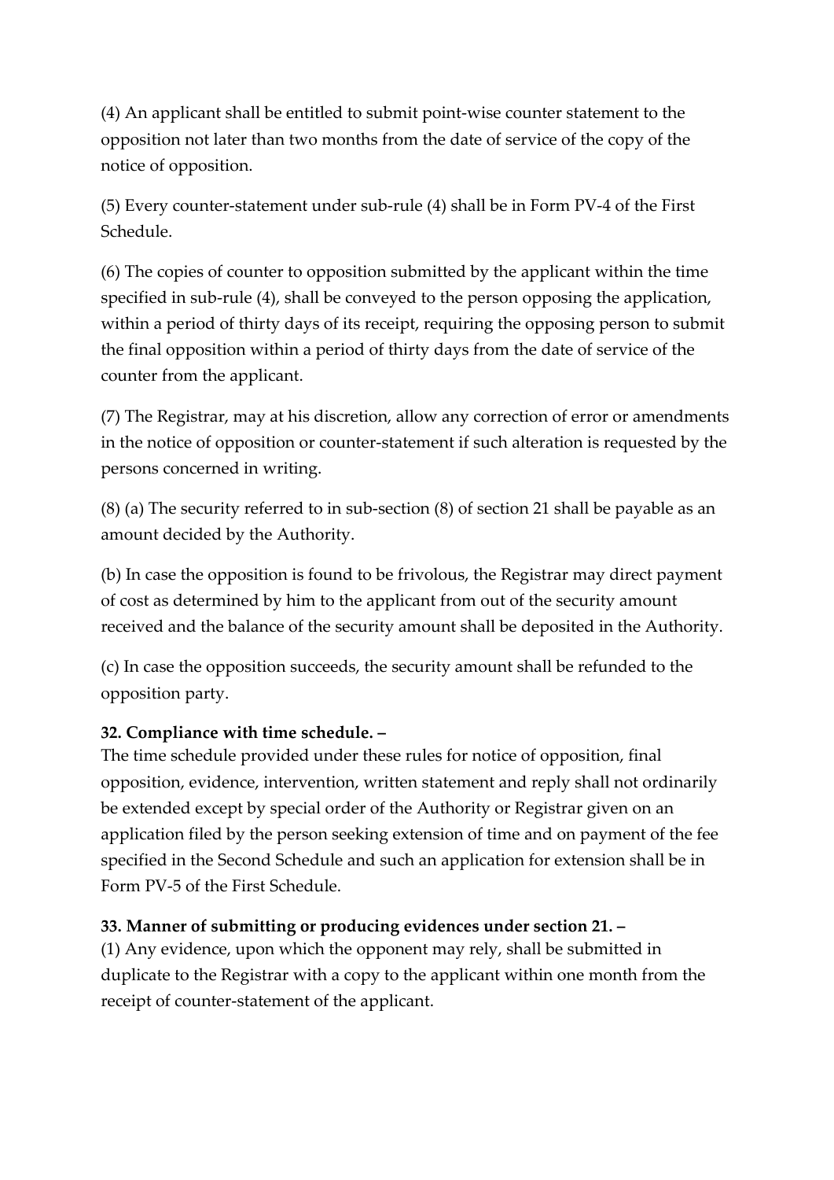(4) An applicant shall be entitled to submit point-wise counter statement to the opposition not later than two months from the date of service of the copy of the notice of opposition.

(5) Every counter-statement under sub-rule (4) shall be in Form PV-4 of the First Schedule.

(6) The copies of counter to opposition submitted by the applicant within the time specified in sub-rule (4), shall be conveyed to the person opposing the application, within a period of thirty days of its receipt, requiring the opposing person to submit the final opposition within a period of thirty days from the date of service of the counter from the applicant.

(7) The Registrar, may at his discretion, allow any correction of error or amendments in the notice of opposition or counter-statement if such alteration is requested by the persons concerned in writing.

(8) (a) The security referred to in sub-section (8) of section 21 shall be payable as an amount decided by the Authority.

(b) In case the opposition is found to be frivolous, the Registrar may direct payment of cost as determined by him to the applicant from out of the security amount received and the balance of the security amount shall be deposited in the Authority.

(c) In case the opposition succeeds, the security amount shall be refunded to the opposition party.

**32. Compliance with time schedule. –**

The time schedule provided under these rules for notice of opposition, final opposition, evidence, intervention, written statement and reply shall not ordinarily be extended except by special order of the Authority or Registrar given on an application filed by the person seeking extension of time and on payment of the fee specified in the Second Schedule and such an application for extension shall be in Form PV-5 of the First Schedule.

**33. Manner of submitting or producing evidences under section 21. –**

(1) Any evidence, upon which the opponent may rely, shall be submitted in duplicate to the Registrar with a copy to the applicant within one month from the receipt of counter-statement of the applicant.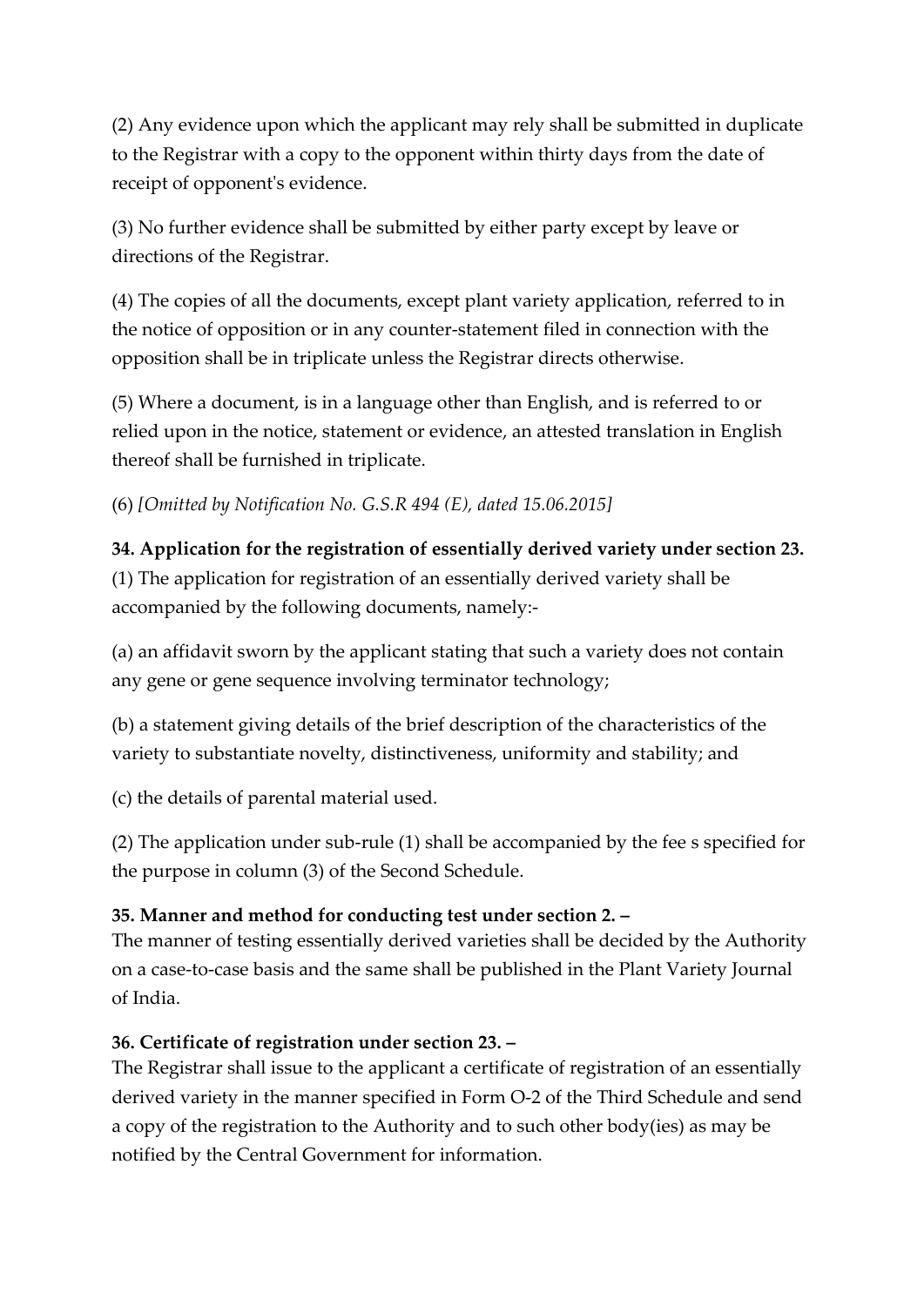(2) Any evidence upon which the applicant may rely shall be submitted in duplicate to the Registrar with a copy to the opponent within thirty days from the date of receipt of opponent's evidence.

(3) No further evidence shall be submitted by either party except by leave or directions of the Registrar.

(4) The copies of all the documents, except plant variety application, referred to in the notice of opposition or in any counter-statement filed in connection with the opposition shall be in triplicate unless the Registrar directs otherwise.

(5) Where a document, is in a language other than English, and is referred to or relied upon in the notice, statement or evidence, an attested translation in English thereof shall be furnished in triplicate.

(6) *[Omitted by Notification No. G.S.R 494 (E), dated 15.06.2015]*

**34. Application for the registration of essentially derived variety under section 23.**
(1) The application for registration of an essentially derived variety shall be accompanied by the following documents, namely:-

(a) an affidavit sworn by the applicant stating that such a variety does not contain any gene or gene sequence involving terminator technology;

(b) a statement giving details of the brief description of the characteristics of the variety to substantiate novelty, distinctiveness, uniformity and stability; and

(c) the details of parental material used.

(2) The application under sub-rule (1) shall be accompanied by the fee s specified for the purpose in column (3) of the Second Schedule.

**35. Manner and method for conducting test under section 2. –**
The manner of testing essentially derived varieties shall be decided by the Authority on a case-to-case basis and the same shall be published in the Plant Variety Journal of India.

**36. Certificate of registration under section 23. –**
The Registrar shall issue to the applicant a certificate of registration of an essentially derived variety in the manner specified in Form O-2 of the Third Schedule and send a copy of the registration to the Authority and to such other body(ies) as may be notified by the Central Government for information.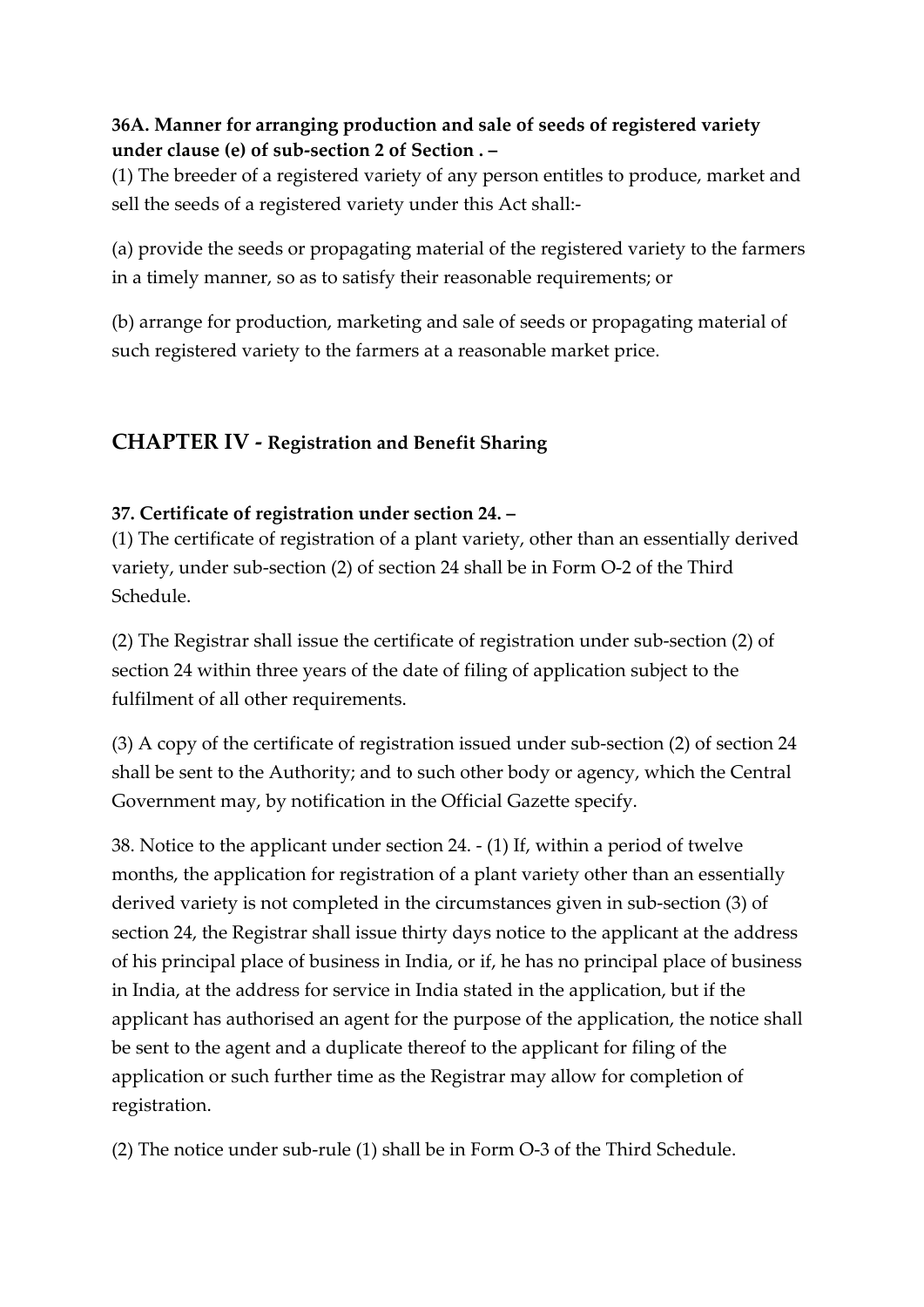**36A. Manner for arranging production and sale of seeds of registered variety under clause (e) of sub-section 2 of Section . –**

(1) The breeder of a registered variety of any person entitles to produce, market and sell the seeds of a registered variety under this Act shall:-

(a) provide the seeds or propagating material of the registered variety to the farmers in a timely manner, so as to satisfy their reasonable requirements; or

(b) arrange for production, marketing and sale of seeds or propagating material of such registered variety to the farmers at a reasonable market price.

## CHAPTER IV - Registration and Benefit Sharing

**37. Certificate of registration under section 24. –**

(1) The certificate of registration of a plant variety, other than an essentially derived variety, under sub-section (2) of section 24 shall be in Form O-2 of the Third Schedule.

(2) The Registrar shall issue the certificate of registration under sub-section (2) of section 24 within three years of the date of filing of application subject to the fulfilment of all other requirements.

(3) A copy of the certificate of registration issued under sub-section (2) of section 24 shall be sent to the Authority; and to such other body or agency, which the Central Government may, by notification in the Official Gazette specify.

38. Notice to the applicant under section 24. - (1) If, within a period of twelve months, the application for registration of a plant variety other than an essentially derived variety is not completed in the circumstances given in sub-section (3) of section 24, the Registrar shall issue thirty days notice to the applicant at the address of his principal place of business in India, or if, he has no principal place of business in India, at the address for service in India stated in the application, but if the applicant has authorised an agent for the purpose of the application, the notice shall be sent to the agent and a duplicate thereof to the applicant for filing of the application or such further time as the Registrar may allow for completion of registration.

(2) The notice under sub-rule (1) shall be in Form O-3 of the Third Schedule.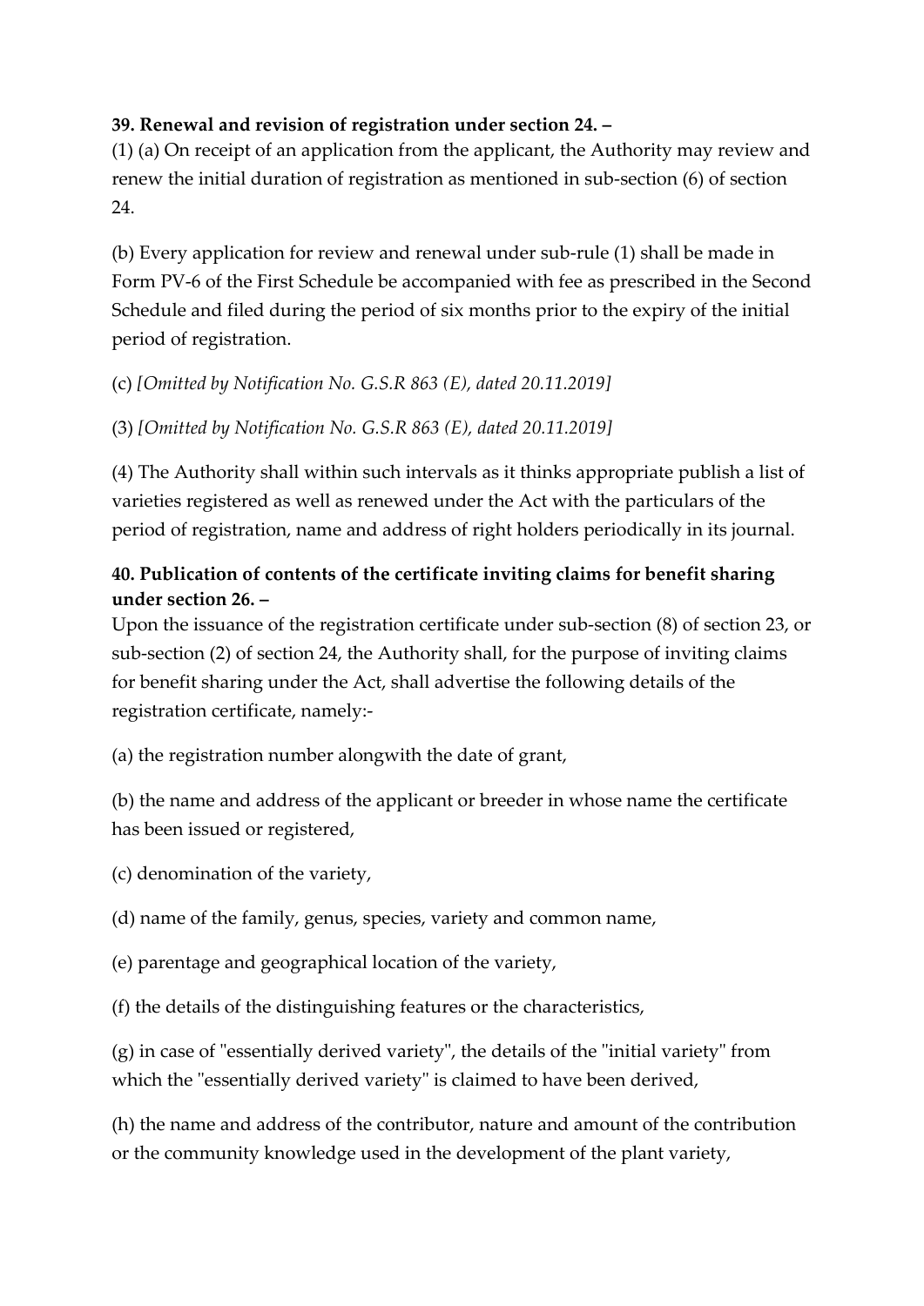**39. Renewal and revision of registration under section 24. –**

(1) (a) On receipt of an application from the applicant, the Authority may review and renew the initial duration of registration as mentioned in sub-section (6) of section 24.

(b) Every application for review and renewal under sub-rule (1) shall be made in Form PV-6 of the First Schedule be accompanied with fee as prescribed in the Second Schedule and filed during the period of six months prior to the expiry of the initial period of registration.

(c) *[Omitted by Notification No. G.S.R 863 (E), dated 20.11.2019]*

(3) *[Omitted by Notification No. G.S.R 863 (E), dated 20.11.2019]*

(4) The Authority shall within such intervals as it thinks appropriate publish a list of varieties registered as well as renewed under the Act with the particulars of the period of registration, name and address of right holders periodically in its journal.

**40. Publication of contents of the certificate inviting claims for benefit sharing under section 26. –**

Upon the issuance of the registration certificate under sub-section (8) of section 23, or sub-section (2) of section 24, the Authority shall, for the purpose of inviting claims for benefit sharing under the Act, shall advertise the following details of the registration certificate, namely:-

(a) the registration number alongwith the date of grant,

(b) the name and address of the applicant or breeder in whose name the certificate has been issued or registered,

(c) denomination of the variety,

(d) name of the family, genus, species, variety and common name,

(e) parentage and geographical location of the variety,

(f) the details of the distinguishing features or the characteristics,

(g) in case of "essentially derived variety", the details of the "initial variety" from which the "essentially derived variety" is claimed to have been derived,

(h) the name and address of the contributor, nature and amount of the contribution or the community knowledge used in the development of the plant variety,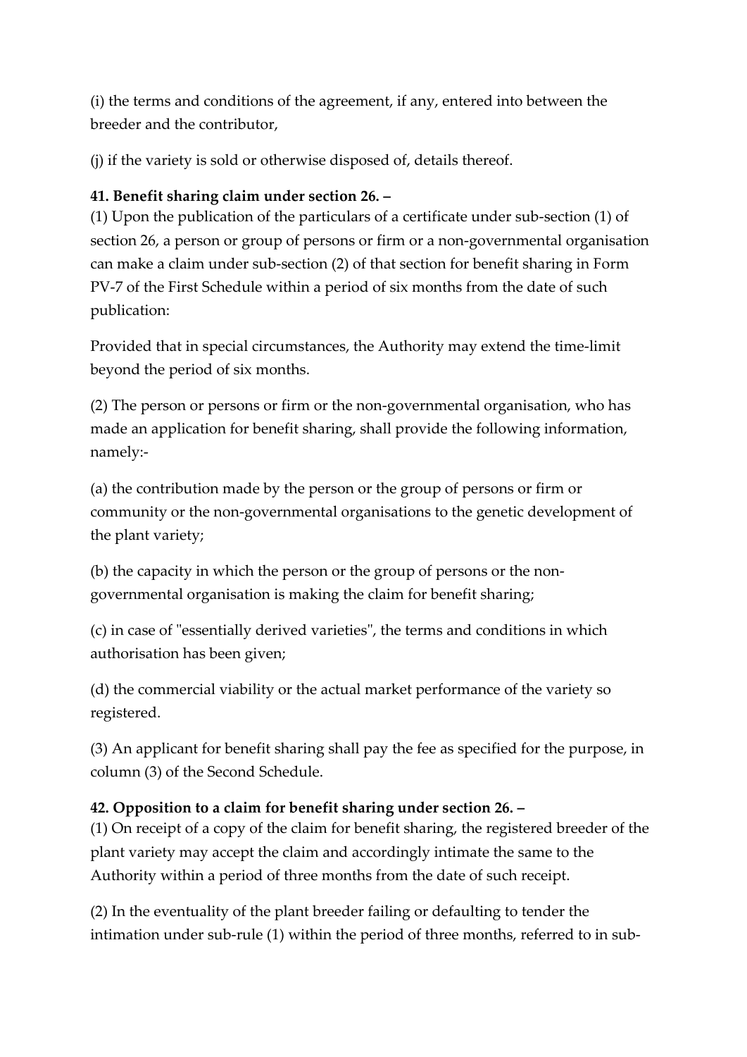(i) the terms and conditions of the agreement, if any, entered into between the breeder and the contributor,

(j) if the variety is sold or otherwise disposed of, details thereof.

**41. Benefit sharing claim under section 26. –**

(1) Upon the publication of the particulars of a certificate under sub-section (1) of section 26, a person or group of persons or firm or a non-governmental organisation can make a claim under sub-section (2) of that section for benefit sharing in Form PV-7 of the First Schedule within a period of six months from the date of such publication:

Provided that in special circumstances, the Authority may extend the time-limit beyond the period of six months.

(2) The person or persons or firm or the non-governmental organisation, who has made an application for benefit sharing, shall provide the following information, namely:-

(a) the contribution made by the person or the group of persons or firm or community or the non-governmental organisations to the genetic development of the plant variety;

(b) the capacity in which the person or the group of persons or the non-governmental organisation is making the claim for benefit sharing;

(c) in case of "essentially derived varieties", the terms and conditions in which authorisation has been given;

(d) the commercial viability or the actual market performance of the variety so registered.

(3) An applicant for benefit sharing shall pay the fee as specified for the purpose, in column (3) of the Second Schedule.

**42. Opposition to a claim for benefit sharing under section 26. –**

(1) On receipt of a copy of the claim for benefit sharing, the registered breeder of the plant variety may accept the claim and accordingly intimate the same to the Authority within a period of three months from the date of such receipt.

(2) In the eventuality of the plant breeder failing or defaulting to tender the intimation under sub-rule (1) within the period of three months, referred to in sub-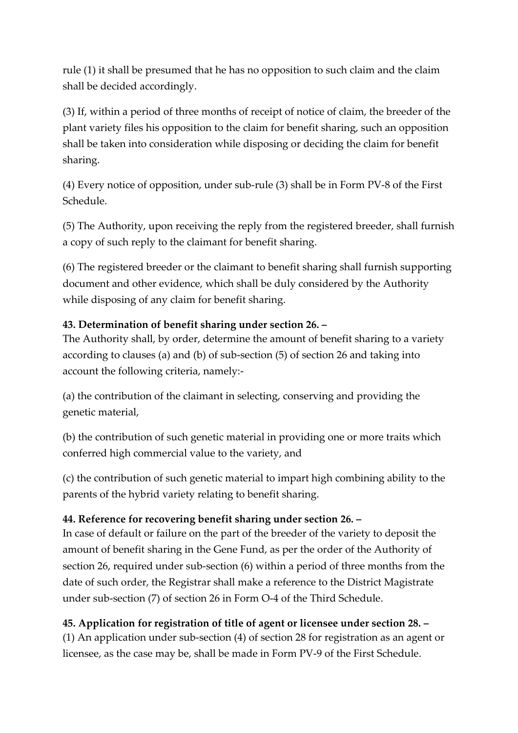rule (1) it shall be presumed that he has no opposition to such claim and the claim shall be decided accordingly.

(3) If, within a period of three months of receipt of notice of claim, the breeder of the plant variety files his opposition to the claim for benefit sharing, such an opposition shall be taken into consideration while disposing or deciding the claim for benefit sharing.

(4) Every notice of opposition, under sub-rule (3) shall be in Form PV-8 of the First Schedule.

(5) The Authority, upon receiving the reply from the registered breeder, shall furnish a copy of such reply to the claimant for benefit sharing.

(6) The registered breeder or the claimant to benefit sharing shall furnish supporting document and other evidence, which shall be duly considered by the Authority while disposing of any claim for benefit sharing.

**43. Determination of benefit sharing under section 26. –**
The Authority shall, by order, determine the amount of benefit sharing to a variety according to clauses (a) and (b) of sub-section (5) of section 26 and taking into account the following criteria, namely:-

(a) the contribution of the claimant in selecting, conserving and providing the genetic material,

(b) the contribution of such genetic material in providing one or more traits which conferred high commercial value to the variety, and

(c) the contribution of such genetic material to impart high combining ability to the parents of the hybrid variety relating to benefit sharing.

**44. Reference for recovering benefit sharing under section 26. –**
In case of default or failure on the part of the breeder of the variety to deposit the amount of benefit sharing in the Gene Fund, as per the order of the Authority of section 26, required under sub-section (6) within a period of three months from the date of such order, the Registrar shall make a reference to the District Magistrate under sub-section (7) of section 26 in Form O-4 of the Third Schedule.

**45. Application for registration of title of agent or licensee under section 28. –**
(1) An application under sub-section (4) of section 28 for registration as an agent or licensee, as the case may be, shall be made in Form PV-9 of the First Schedule.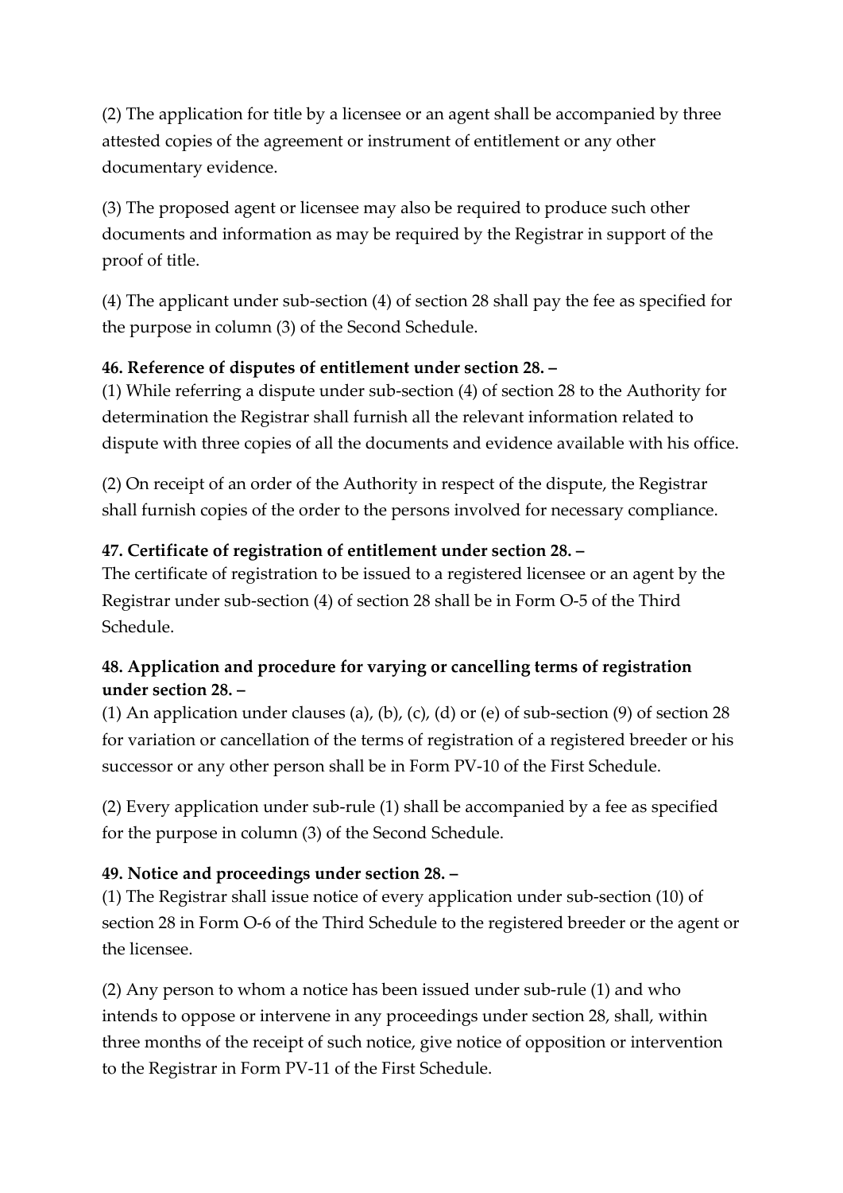(2) The application for title by a licensee or an agent shall be accompanied by three attested copies of the agreement or instrument of entitlement or any other documentary evidence.

(3) The proposed agent or licensee may also be required to produce such other documents and information as may be required by the Registrar in support of the proof of title.

(4) The applicant under sub-section (4) of section 28 shall pay the fee as specified for the purpose in column (3) of the Second Schedule.

**46. Reference of disputes of entitlement under section 28. –**
(1) While referring a dispute under sub-section (4) of section 28 to the Authority for determination the Registrar shall furnish all the relevant information related to dispute with three copies of all the documents and evidence available with his office.

(2) On receipt of an order of the Authority in respect of the dispute, the Registrar shall furnish copies of the order to the persons involved for necessary compliance.

**47. Certificate of registration of entitlement under section 28. –**
The certificate of registration to be issued to a registered licensee or an agent by the Registrar under sub-section (4) of section 28 shall be in Form O-5 of the Third Schedule.

**48. Application and procedure for varying or cancelling terms of registration under section 28. –**
(1) An application under clauses (a), (b), (c), (d) or (e) of sub-section (9) of section 28 for variation or cancellation of the terms of registration of a registered breeder or his successor or any other person shall be in Form PV-10 of the First Schedule.

(2) Every application under sub-rule (1) shall be accompanied by a fee as specified for the purpose in column (3) of the Second Schedule.

**49. Notice and proceedings under section 28. –**
(1) The Registrar shall issue notice of every application under sub-section (10) of section 28 in Form O-6 of the Third Schedule to the registered breeder or the agent or the licensee.

(2) Any person to whom a notice has been issued under sub-rule (1) and who intends to oppose or intervene in any proceedings under section 28, shall, within three months of the receipt of such notice, give notice of opposition or intervention to the Registrar in Form PV-11 of the First Schedule.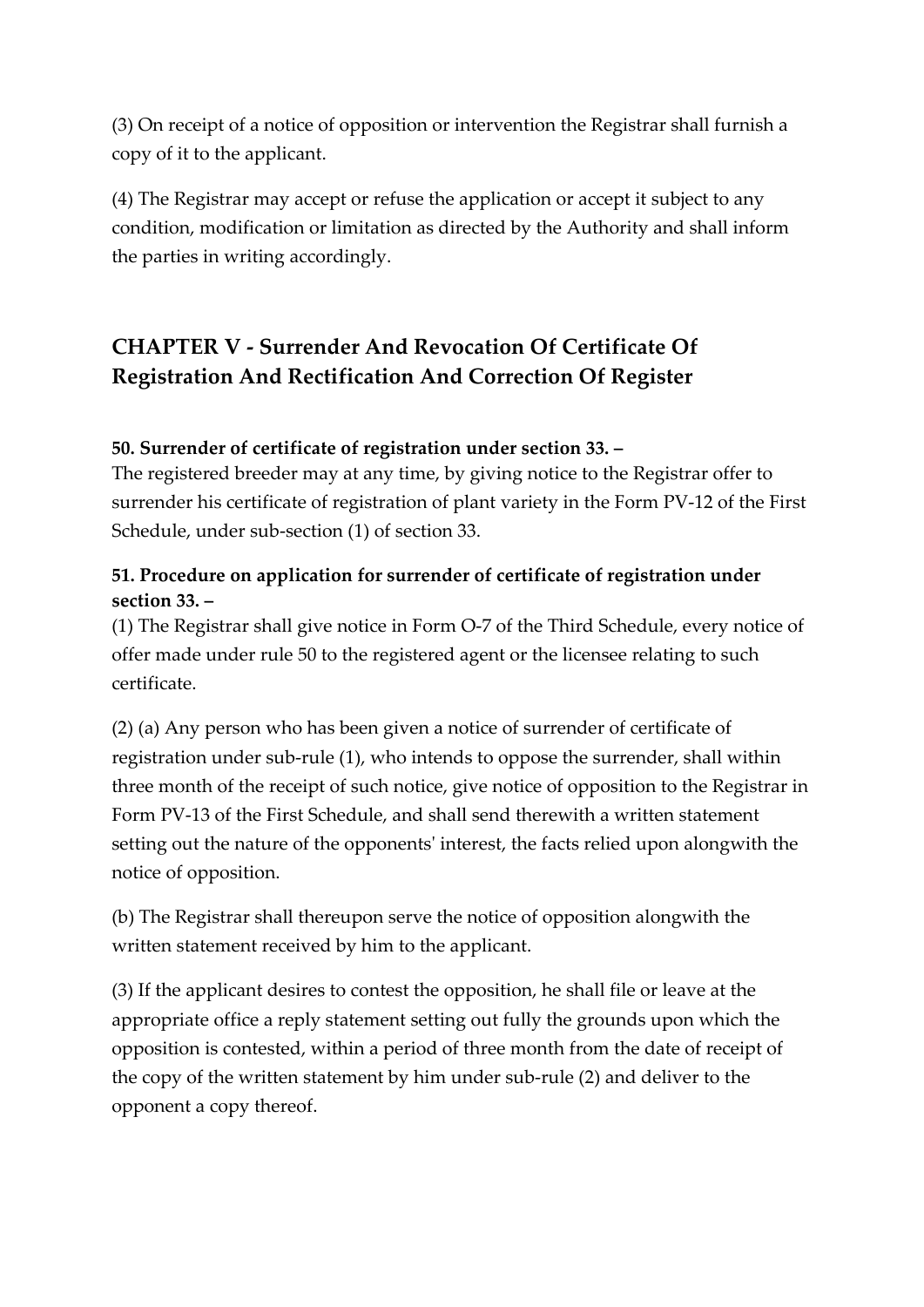(3) On receipt of a notice of opposition or intervention the Registrar shall furnish a copy of it to the applicant.

(4) The Registrar may accept or refuse the application or accept it subject to any condition, modification or limitation as directed by the Authority and shall inform the parties in writing accordingly.

## CHAPTER V - Surrender And Revocation Of Certificate Of Registration And Rectification And Correction Of Register

**50. Surrender of certificate of registration under section 33. –**
The registered breeder may at any time, by giving notice to the Registrar offer to surrender his certificate of registration of plant variety in the Form PV-12 of the First Schedule, under sub-section (1) of section 33.

**51. Procedure on application for surrender of certificate of registration under section 33. –**

(1) The Registrar shall give notice in Form O-7 of the Third Schedule, every notice of offer made under rule 50 to the registered agent or the licensee relating to such certificate.

(2) (a) Any person who has been given a notice of surrender of certificate of registration under sub-rule (1), who intends to oppose the surrender, shall within three month of the receipt of such notice, give notice of opposition to the Registrar in Form PV-13 of the First Schedule, and shall send therewith a written statement setting out the nature of the opponents' interest, the facts relied upon alongwith the notice of opposition.

(b) The Registrar shall thereupon serve the notice of opposition alongwith the written statement received by him to the applicant.

(3) If the applicant desires to contest the opposition, he shall file or leave at the appropriate office a reply statement setting out fully the grounds upon which the opposition is contested, within a period of three month from the date of receipt of the copy of the written statement by him under sub-rule (2) and deliver to the opponent a copy thereof.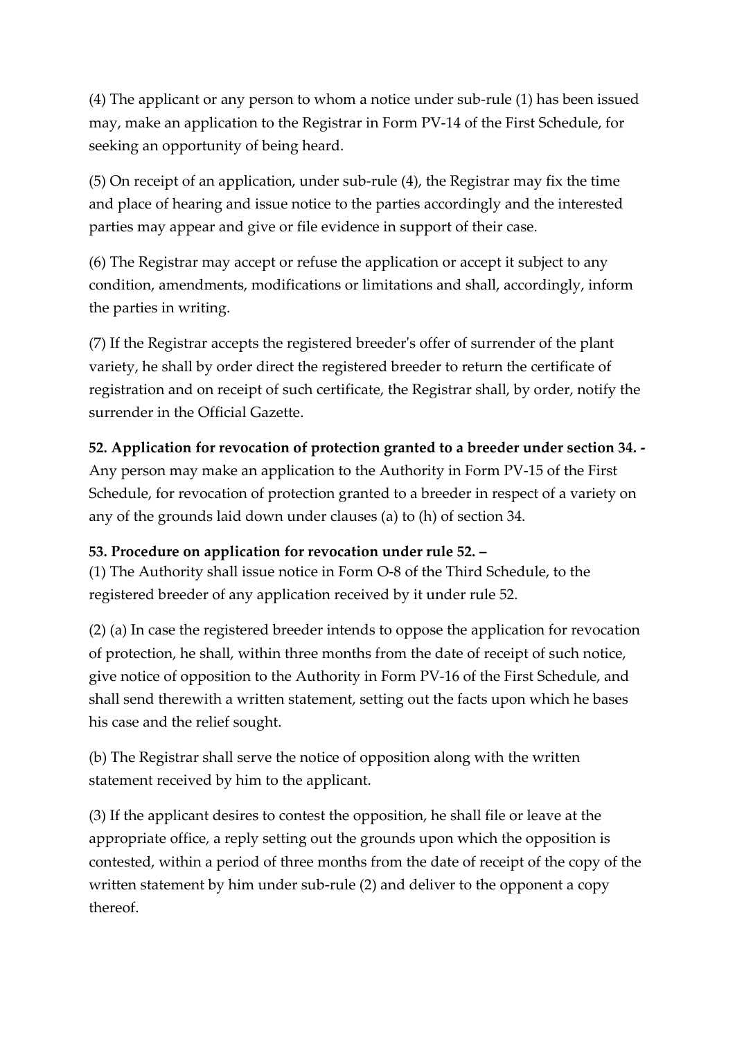(4) The applicant or any person to whom a notice under sub-rule (1) has been issued may, make an application to the Registrar in Form PV-14 of the First Schedule, for seeking an opportunity of being heard.

(5) On receipt of an application, under sub-rule (4), the Registrar may fix the time and place of hearing and issue notice to the parties accordingly and the interested parties may appear and give or file evidence in support of their case.

(6) The Registrar may accept or refuse the application or accept it subject to any condition, amendments, modifications or limitations and shall, accordingly, inform the parties in writing.

(7) If the Registrar accepts the registered breeder's offer of surrender of the plant variety, he shall by order direct the registered breeder to return the certificate of registration and on receipt of such certificate, the Registrar shall, by order, notify the surrender in the Official Gazette.

**52. Application for revocation of protection granted to a breeder under section 34. -** Any person may make an application to the Authority in Form PV-15 of the First Schedule, for revocation of protection granted to a breeder in respect of a variety on any of the grounds laid down under clauses (a) to (h) of section 34.

**53. Procedure on application for revocation under rule 52. –**

(1) The Authority shall issue notice in Form O-8 of the Third Schedule, to the registered breeder of any application received by it under rule 52.

(2) (a) In case the registered breeder intends to oppose the application for revocation of protection, he shall, within three months from the date of receipt of such notice, give notice of opposition to the Authority in Form PV-16 of the First Schedule, and shall send therewith a written statement, setting out the facts upon which he bases his case and the relief sought.

(b) The Registrar shall serve the notice of opposition along with the written statement received by him to the applicant.

(3) If the applicant desires to contest the opposition, he shall file or leave at the appropriate office, a reply setting out the grounds upon which the opposition is contested, within a period of three months from the date of receipt of the copy of the written statement by him under sub-rule (2) and deliver to the opponent a copy thereof.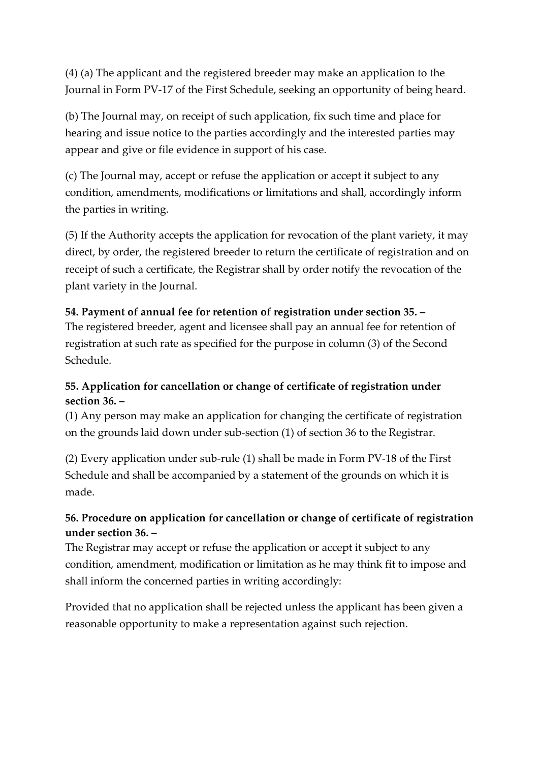(4) (a) The applicant and the registered breeder may make an application to the Journal in Form PV-17 of the First Schedule, seeking an opportunity of being heard.

(b) The Journal may, on receipt of such application, fix such time and place for hearing and issue notice to the parties accordingly and the interested parties may appear and give or file evidence in support of his case.

(c) The Journal may, accept or refuse the application or accept it subject to any condition, amendments, modifications or limitations and shall, accordingly inform the parties in writing.

(5) If the Authority accepts the application for revocation of the plant variety, it may direct, by order, the registered breeder to return the certificate of registration and on receipt of such a certificate, the Registrar shall by order notify the revocation of the plant variety in the Journal.

**54. Payment of annual fee for retention of registration under section 35. –**
The registered breeder, agent and licensee shall pay an annual fee for retention of registration at such rate as specified for the purpose in column (3) of the Second Schedule.

**55. Application for cancellation or change of certificate of registration under section 36. –**
(1) Any person may make an application for changing the certificate of registration on the grounds laid down under sub-section (1) of section 36 to the Registrar.

(2) Every application under sub-rule (1) shall be made in Form PV-18 of the First Schedule and shall be accompanied by a statement of the grounds on which it is made.

**56. Procedure on application for cancellation or change of certificate of registration under section 36. –**
The Registrar may accept or refuse the application or accept it subject to any condition, amendment, modification or limitation as he may think fit to impose and shall inform the concerned parties in writing accordingly:

Provided that no application shall be rejected unless the applicant has been given a reasonable opportunity to make a representation against such rejection.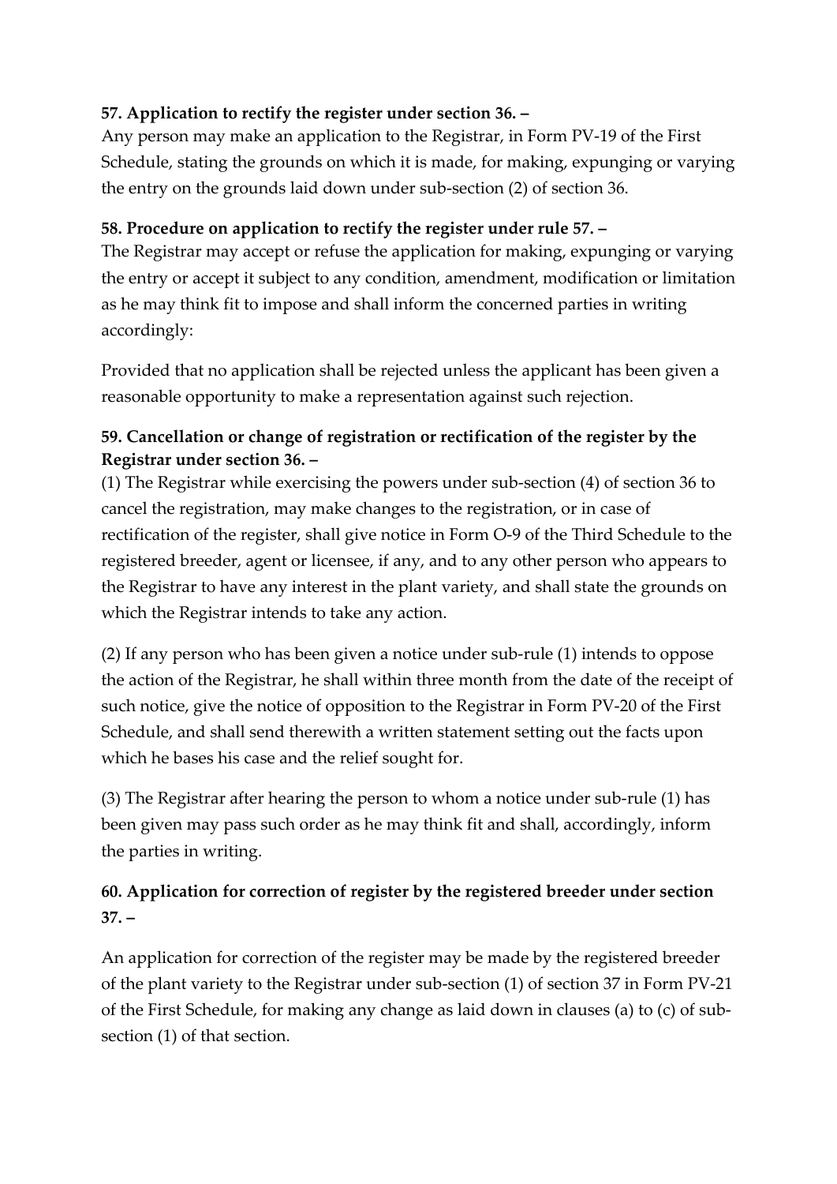**57. Application to rectify the register under section 36. –**

Any person may make an application to the Registrar, in Form PV-19 of the First Schedule, stating the grounds on which it is made, for making, expunging or varying the entry on the grounds laid down under sub-section (2) of section 36.

**58. Procedure on application to rectify the register under rule 57. –**

The Registrar may accept or refuse the application for making, expunging or varying the entry or accept it subject to any condition, amendment, modification or limitation as he may think fit to impose and shall inform the concerned parties in writing accordingly:

Provided that no application shall be rejected unless the applicant has been given a reasonable opportunity to make a representation against such rejection.

**59. Cancellation or change of registration or rectification of the register by the Registrar under section 36. –**

(1) The Registrar while exercising the powers under sub-section (4) of section 36 to cancel the registration, may make changes to the registration, or in case of rectification of the register, shall give notice in Form O-9 of the Third Schedule to the registered breeder, agent or licensee, if any, and to any other person who appears to the Registrar to have any interest in the plant variety, and shall state the grounds on which the Registrar intends to take any action.

(2) If any person who has been given a notice under sub-rule (1) intends to oppose the action of the Registrar, he shall within three month from the date of the receipt of such notice, give the notice of opposition to the Registrar in Form PV-20 of the First Schedule, and shall send therewith a written statement setting out the facts upon which he bases his case and the relief sought for.

(3) The Registrar after hearing the person to whom a notice under sub-rule (1) has been given may pass such order as he may think fit and shall, accordingly, inform the parties in writing.

**60. Application for correction of register by the registered breeder under section 37. –**

An application for correction of the register may be made by the registered breeder of the plant variety to the Registrar under sub-section (1) of section 37 in Form PV-21 of the First Schedule, for making any change as laid down in clauses (a) to (c) of sub-section (1) of that section.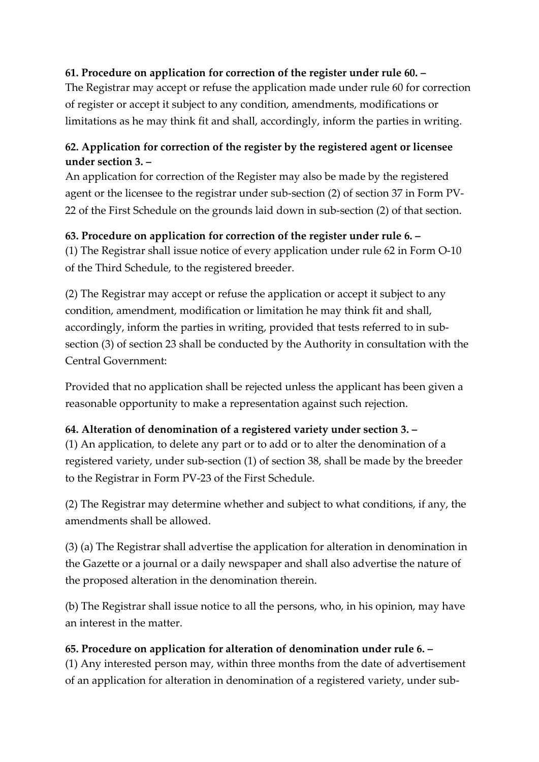**61. Procedure on application for correction of the register under rule 60. –**
The Registrar may accept or refuse the application made under rule 60 for correction of register or accept it subject to any condition, amendments, modifications or limitations as he may think fit and shall, accordingly, inform the parties in writing.

**62. Application for correction of the register by the registered agent or licensee under section 3. –**
An application for correction of the Register may also be made by the registered agent or the licensee to the registrar under sub-section (2) of section 37 in Form PV-22 of the First Schedule on the grounds laid down in sub-section (2) of that section.

**63. Procedure on application for correction of the register under rule 6. –**
(1) The Registrar shall issue notice of every application under rule 62 in Form O-10 of the Third Schedule, to the registered breeder.

(2) The Registrar may accept or refuse the application or accept it subject to any condition, amendment, modification or limitation he may think fit and shall, accordingly, inform the parties in writing, provided that tests referred to in sub-section (3) of section 23 shall be conducted by the Authority in consultation with the Central Government:

Provided that no application shall be rejected unless the applicant has been given a reasonable opportunity to make a representation against such rejection.

**64. Alteration of denomination of a registered variety under section 3. –**
(1) An application, to delete any part or to add or to alter the denomination of a registered variety, under sub-section (1) of section 38, shall be made by the breeder to the Registrar in Form PV-23 of the First Schedule.

(2) The Registrar may determine whether and subject to what conditions, if any, the amendments shall be allowed.

(3) (a) The Registrar shall advertise the application for alteration in denomination in the Gazette or a journal or a daily newspaper and shall also advertise the nature of the proposed alteration in the denomination therein.

(b) The Registrar shall issue notice to all the persons, who, in his opinion, may have an interest in the matter.

**65. Procedure on application for alteration of denomination under rule 6. –**
(1) Any interested person may, within three months from the date of advertisement of an application for alteration in denomination of a registered variety, under sub-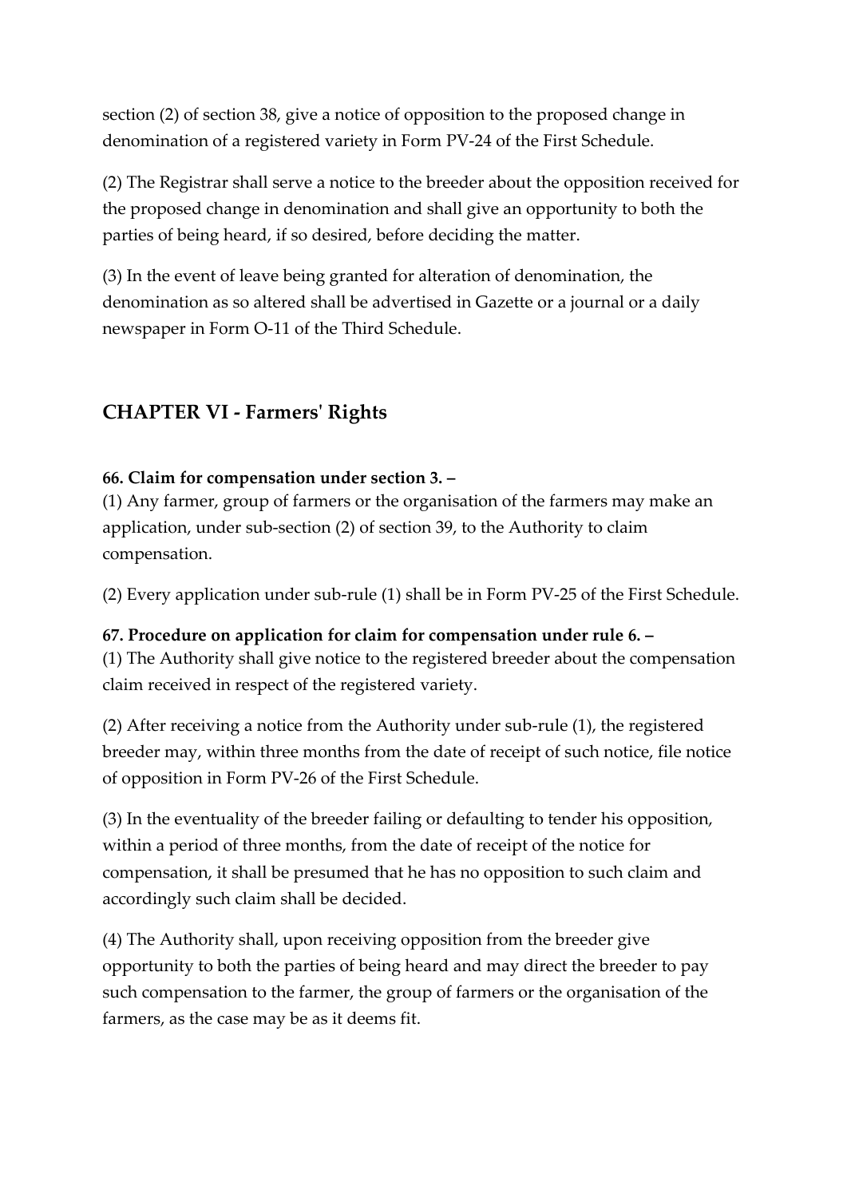section (2) of section 38, give a notice of opposition to the proposed change in denomination of a registered variety in Form PV-24 of the First Schedule.

(2) The Registrar shall serve a notice to the breeder about the opposition received for the proposed change in denomination and shall give an opportunity to both the parties of being heard, if so desired, before deciding the matter.

(3) In the event of leave being granted for alteration of denomination, the denomination as so altered shall be advertised in Gazette or a journal or a daily newspaper in Form O-11 of the Third Schedule.

## CHAPTER VI - Farmers' Rights

**66. Claim for compensation under section 3. –**
(1) Any farmer, group of farmers or the organisation of the farmers may make an application, under sub-section (2) of section 39, to the Authority to claim compensation.

(2) Every application under sub-rule (1) shall be in Form PV-25 of the First Schedule.

**67. Procedure on application for claim for compensation under rule 6. –**
(1) The Authority shall give notice to the registered breeder about the compensation claim received in respect of the registered variety.

(2) After receiving a notice from the Authority under sub-rule (1), the registered breeder may, within three months from the date of receipt of such notice, file notice of opposition in Form PV-26 of the First Schedule.

(3) In the eventuality of the breeder failing or defaulting to tender his opposition, within a period of three months, from the date of receipt of the notice for compensation, it shall be presumed that he has no opposition to such claim and accordingly such claim shall be decided.

(4) The Authority shall, upon receiving opposition from the breeder give opportunity to both the parties of being heard and may direct the breeder to pay such compensation to the farmer, the group of farmers or the organisation of the farmers, as the case may be as it deems fit.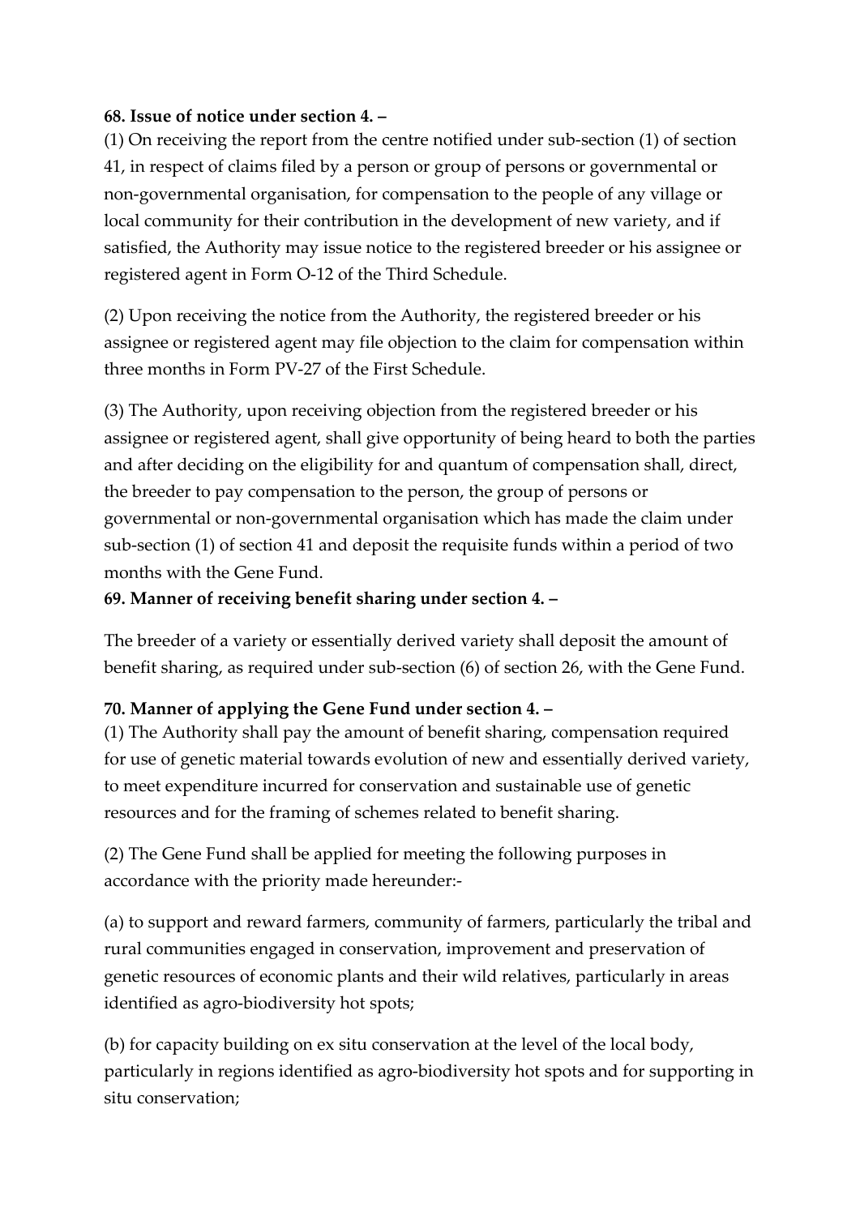**68. Issue of notice under section 4. –**

(1) On receiving the report from the centre notified under sub-section (1) of section 41, in respect of claims filed by a person or group of persons or governmental or non-governmental organisation, for compensation to the people of any village or local community for their contribution in the development of new variety, and if satisfied, the Authority may issue notice to the registered breeder or his assignee or registered agent in Form O-12 of the Third Schedule.

(2) Upon receiving the notice from the Authority, the registered breeder or his assignee or registered agent may file objection to the claim for compensation within three months in Form PV-27 of the First Schedule.

(3) The Authority, upon receiving objection from the registered breeder or his assignee or registered agent, shall give opportunity of being heard to both the parties and after deciding on the eligibility for and quantum of compensation shall, direct, the breeder to pay compensation to the person, the group of persons or governmental or non-governmental organisation which has made the claim under sub-section (1) of section 41 and deposit the requisite funds within a period of two months with the Gene Fund.

**69. Manner of receiving benefit sharing under section 4. –**

The breeder of a variety or essentially derived variety shall deposit the amount of benefit sharing, as required under sub-section (6) of section 26, with the Gene Fund.

**70. Manner of applying the Gene Fund under section 4. –**

(1) The Authority shall pay the amount of benefit sharing, compensation required for use of genetic material towards evolution of new and essentially derived variety, to meet expenditure incurred for conservation and sustainable use of genetic resources and for the framing of schemes related to benefit sharing.

(2) The Gene Fund shall be applied for meeting the following purposes in accordance with the priority made hereunder:-

(a) to support and reward farmers, community of farmers, particularly the tribal and rural communities engaged in conservation, improvement and preservation of genetic resources of economic plants and their wild relatives, particularly in areas identified as agro-biodiversity hot spots;

(b) for capacity building on ex situ conservation at the level of the local body, particularly in regions identified as agro-biodiversity hot spots and for supporting in situ conservation;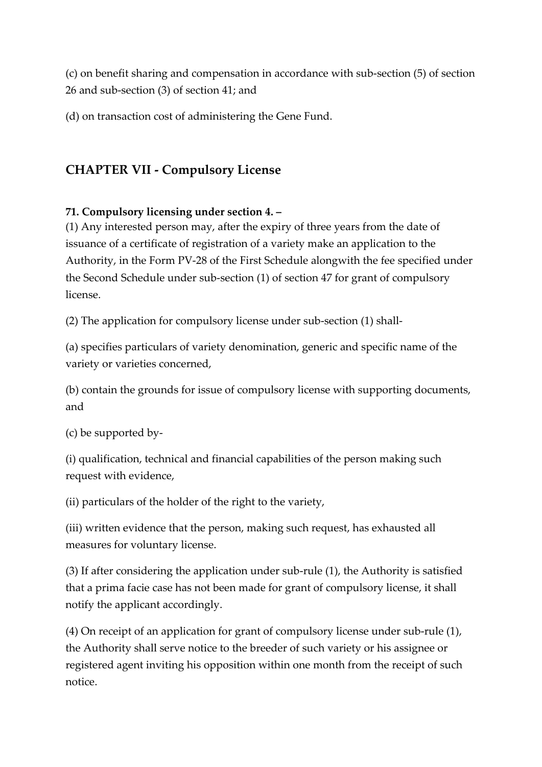(c) on benefit sharing and compensation in accordance with sub-section (5) of section 26 and sub-section (3) of section 41; and

(d) on transaction cost of administering the Gene Fund.

## CHAPTER VII - Compulsory License

**71. Compulsory licensing under section 4. –**

(1) Any interested person may, after the expiry of three years from the date of issuance of a certificate of registration of a variety make an application to the Authority, in the Form PV-28 of the First Schedule alongwith the fee specified under the Second Schedule under sub-section (1) of section 47 for grant of compulsory license.

(2) The application for compulsory license under sub-section (1) shall-

(a) specifies particulars of variety denomination, generic and specific name of the variety or varieties concerned,

(b) contain the grounds for issue of compulsory license with supporting documents, and

(c) be supported by-

(i) qualification, technical and financial capabilities of the person making such request with evidence,

(ii) particulars of the holder of the right to the variety,

(iii) written evidence that the person, making such request, has exhausted all measures for voluntary license.

(3) If after considering the application under sub-rule (1), the Authority is satisfied that a prima facie case has not been made for grant of compulsory license, it shall notify the applicant accordingly.

(4) On receipt of an application for grant of compulsory license under sub-rule (1), the Authority shall serve notice to the breeder of such variety or his assignee or registered agent inviting his opposition within one month from the receipt of such notice.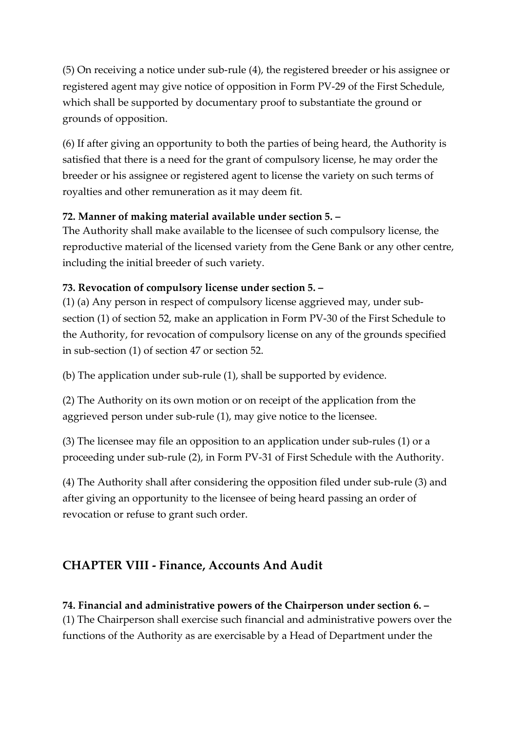(5) On receiving a notice under sub-rule (4), the registered breeder or his assignee or registered agent may give notice of opposition in Form PV-29 of the First Schedule, which shall be supported by documentary proof to substantiate the ground or grounds of opposition.

(6) If after giving an opportunity to both the parties of being heard, the Authority is satisfied that there is a need for the grant of compulsory license, he may order the breeder or his assignee or registered agent to license the variety on such terms of royalties and other remuneration as it may deem fit.

**72. Manner of making material available under section 5. –**
The Authority shall make available to the licensee of such compulsory license, the reproductive material of the licensed variety from the Gene Bank or any other centre, including the initial breeder of such variety.

**73. Revocation of compulsory license under section 5. –**
(1) (a) Any person in respect of compulsory license aggrieved may, under sub-section (1) of section 52, make an application in Form PV-30 of the First Schedule to the Authority, for revocation of compulsory license on any of the grounds specified in sub-section (1) of section 47 or section 52.

(b) The application under sub-rule (1), shall be supported by evidence.

(2) The Authority on its own motion or on receipt of the application from the aggrieved person under sub-rule (1), may give notice to the licensee.

(3) The licensee may file an opposition to an application under sub-rules (1) or a proceeding under sub-rule (2), in Form PV-31 of First Schedule with the Authority.

(4) The Authority shall after considering the opposition filed under sub-rule (3) and after giving an opportunity to the licensee of being heard passing an order of revocation or refuse to grant such order.

## CHAPTER VIII - Finance, Accounts And Audit

**74. Financial and administrative powers of the Chairperson under section 6. –**
(1) The Chairperson shall exercise such financial and administrative powers over the functions of the Authority as are exercisable by a Head of Department under the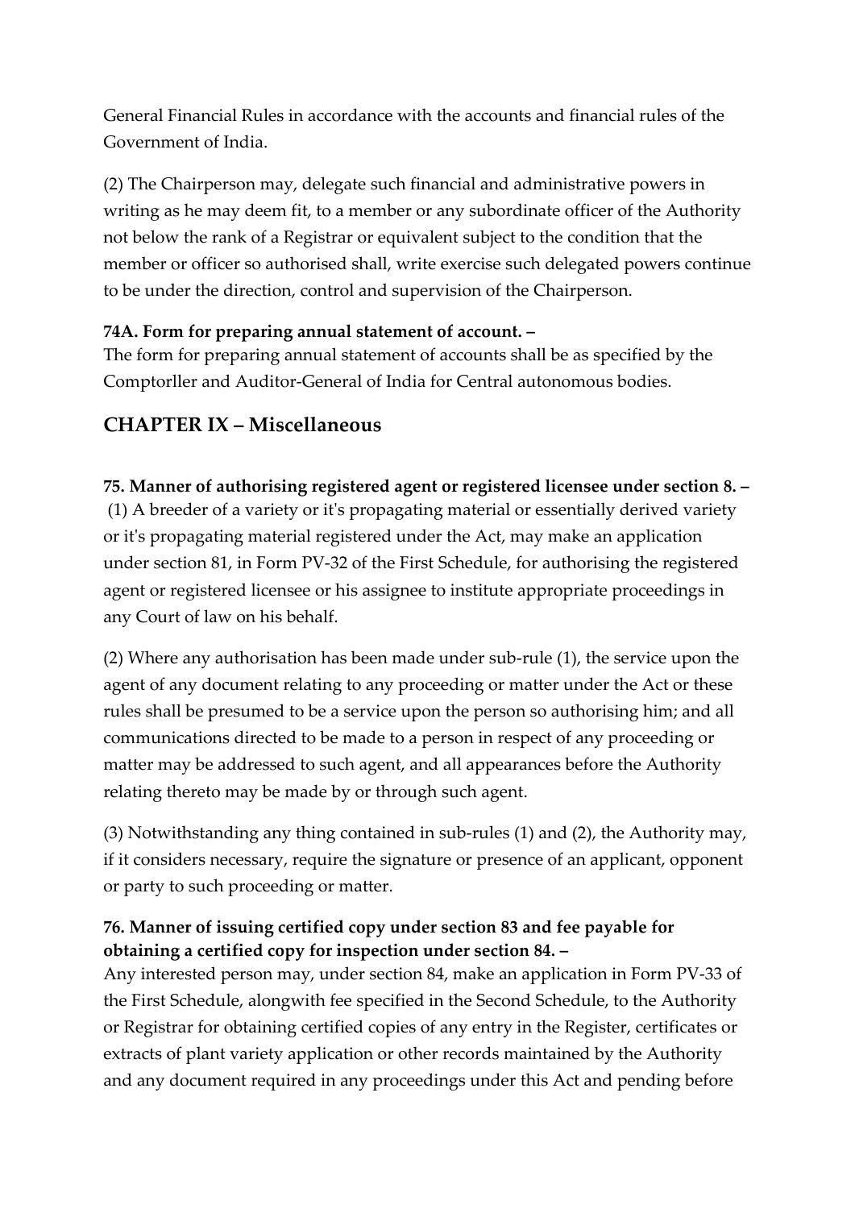General Financial Rules in accordance with the accounts and financial rules of the Government of India.

(2) The Chairperson may, delegate such financial and administrative powers in writing as he may deem fit, to a member or any subordinate officer of the Authority not below the rank of a Registrar or equivalent subject to the condition that the member or officer so authorised shall, write exercise such delegated powers continue to be under the direction, control and supervision of the Chairperson.

**74A. Form for preparing annual statement of account. –**
The form for preparing annual statement of accounts shall be as specified by the Comptorller and Auditor-General of India for Central autonomous bodies.

## CHAPTER IX – Miscellaneous

**75. Manner of authorising registered agent or registered licensee under section 8. –**
(1) A breeder of a variety or it's propagating material or essentially derived variety or it's propagating material registered under the Act, may make an application under section 81, in Form PV-32 of the First Schedule, for authorising the registered agent or registered licensee or his assignee to institute appropriate proceedings in any Court of law on his behalf.

(2) Where any authorisation has been made under sub-rule (1), the service upon the agent of any document relating to any proceeding or matter under the Act or these rules shall be presumed to be a service upon the person so authorising him; and all communications directed to be made to a person in respect of any proceeding or matter may be addressed to such agent, and all appearances before the Authority relating thereto may be made by or through such agent.

(3) Notwithstanding any thing contained in sub-rules (1) and (2), the Authority may, if it considers necessary, require the signature or presence of an applicant, opponent or party to such proceeding or matter.

**76. Manner of issuing certified copy under section 83 and fee payable for obtaining a certified copy for inspection under section 84. –**
Any interested person may, under section 84, make an application in Form PV-33 of the First Schedule, alongwith fee specified in the Second Schedule, to the Authority or Registrar for obtaining certified copies of any entry in the Register, certificates or extracts of plant variety application or other records maintained by the Authority and any document required in any proceedings under this Act and pending before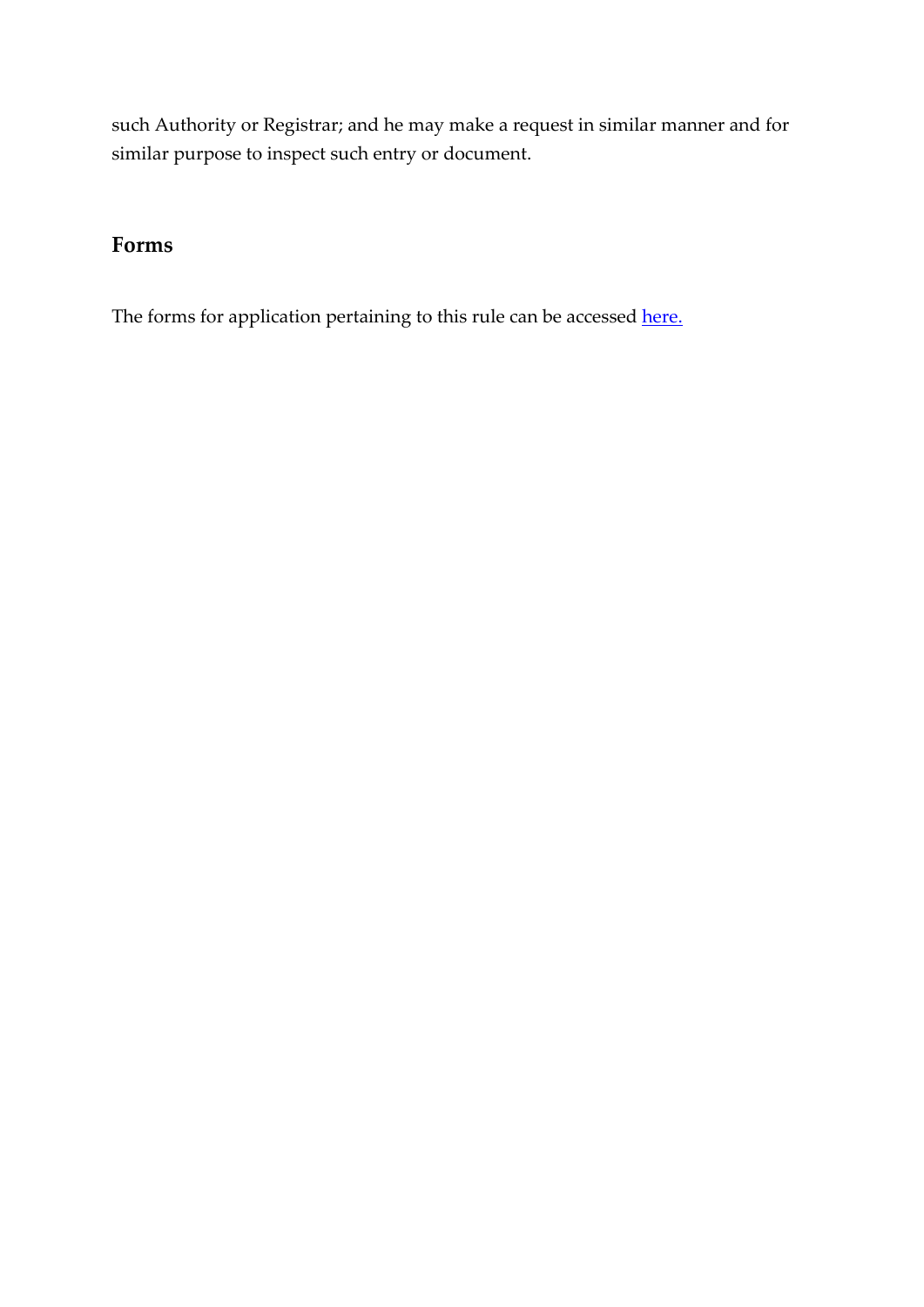such Authority or Registrar; and he may make a request in similar manner and for similar purpose to inspect such entry or document.

## Forms

The forms for application pertaining to this rule can be accessed here.